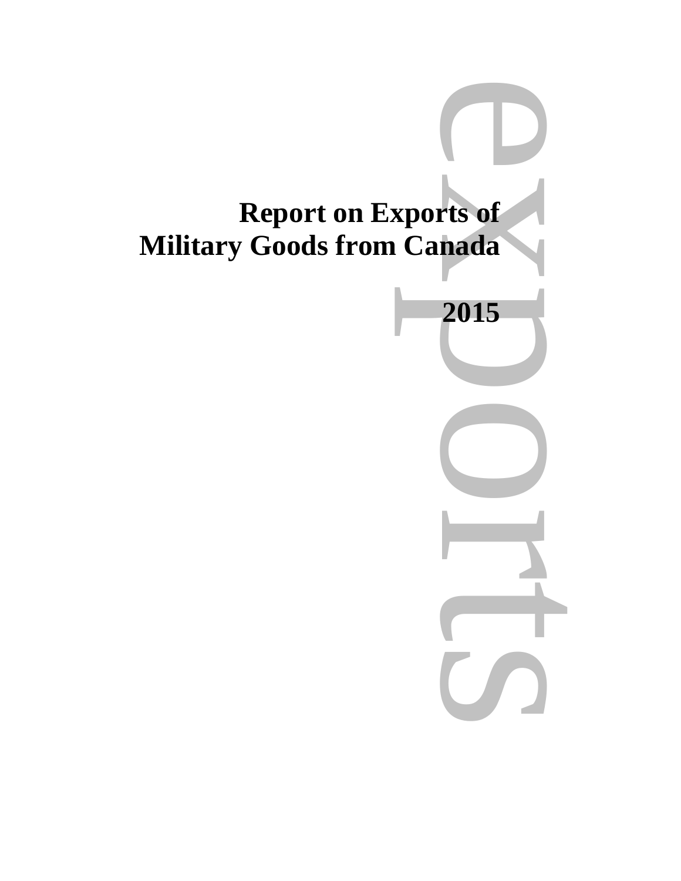# Report on Exports of Military Goods from Canada

## 2015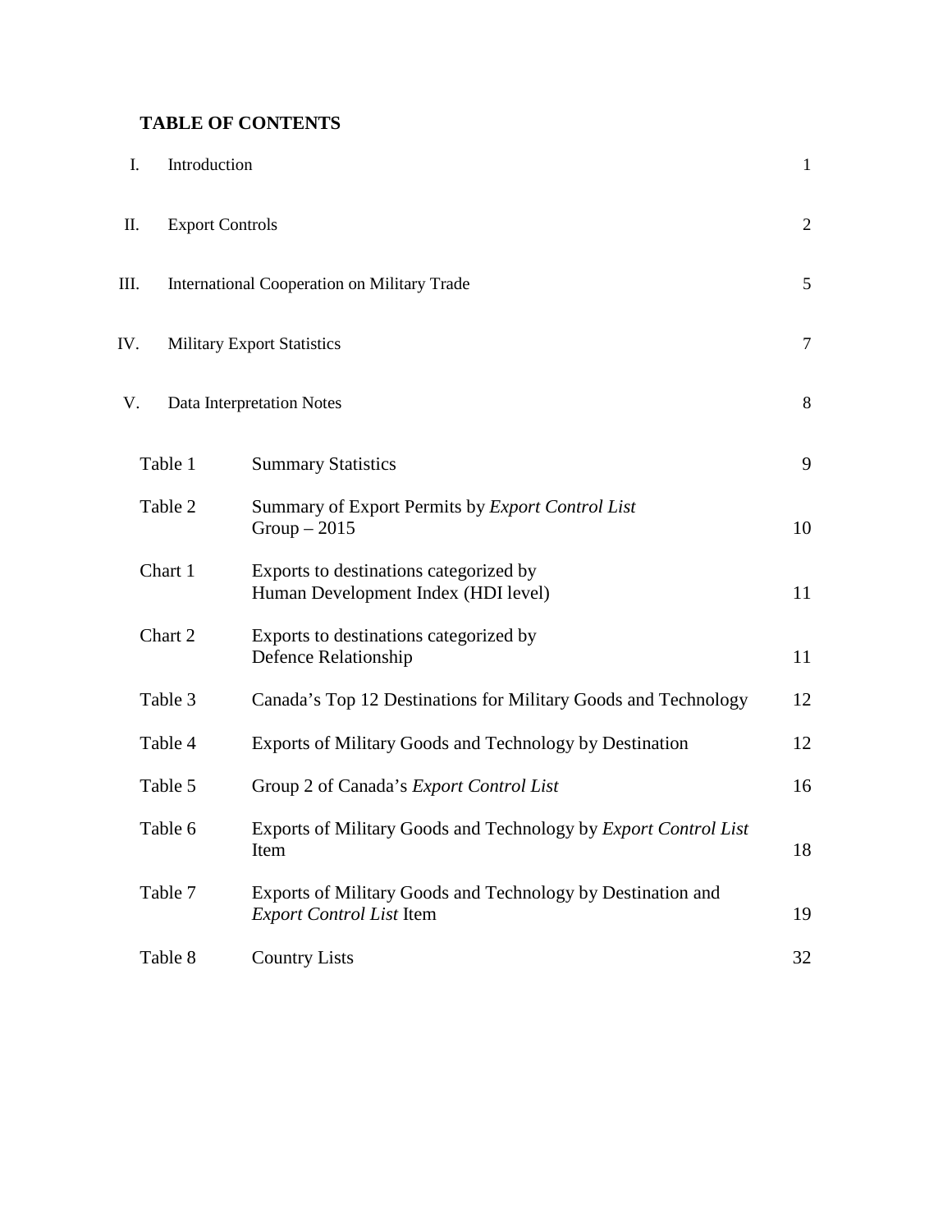## TABLE OF CONTENTS

| | | |
|---|---|---|
| I. | Introduction | 1 |
| II. | Export Controls | 2 |
| III. | International Cooperation on Military Trade | 5 |
| IV. | Military Export Statistics | 7 |
| V. | Data Interpretation Notes | 8 |

| | | |
|---|---|---|
| Table 1 | Summary Statistics | 9 |
| Table 2 | Summary of Export Permits by *Export Control List* Group – 2015 | 10 |
| Chart 1 | Exports to destinations categorized by Human Development Index (HDI level) | 11 |
| Chart 2 | Exports to destinations categorized by Defence Relationship | 11 |
| Table 3 | Canada's Top 12 Destinations for Military Goods and Technology | 12 |
| Table 4 | Exports of Military Goods and Technology by Destination | 12 |
| Table 5 | Group 2 of Canada's *Export Control List* | 16 |
| Table 6 | Exports of Military Goods and Technology by *Export Control List* Item | 18 |
| Table 7 | Exports of Military Goods and Technology by Destination and *Export Control List* Item | 19 |
| Table 8 | Country Lists | 32 |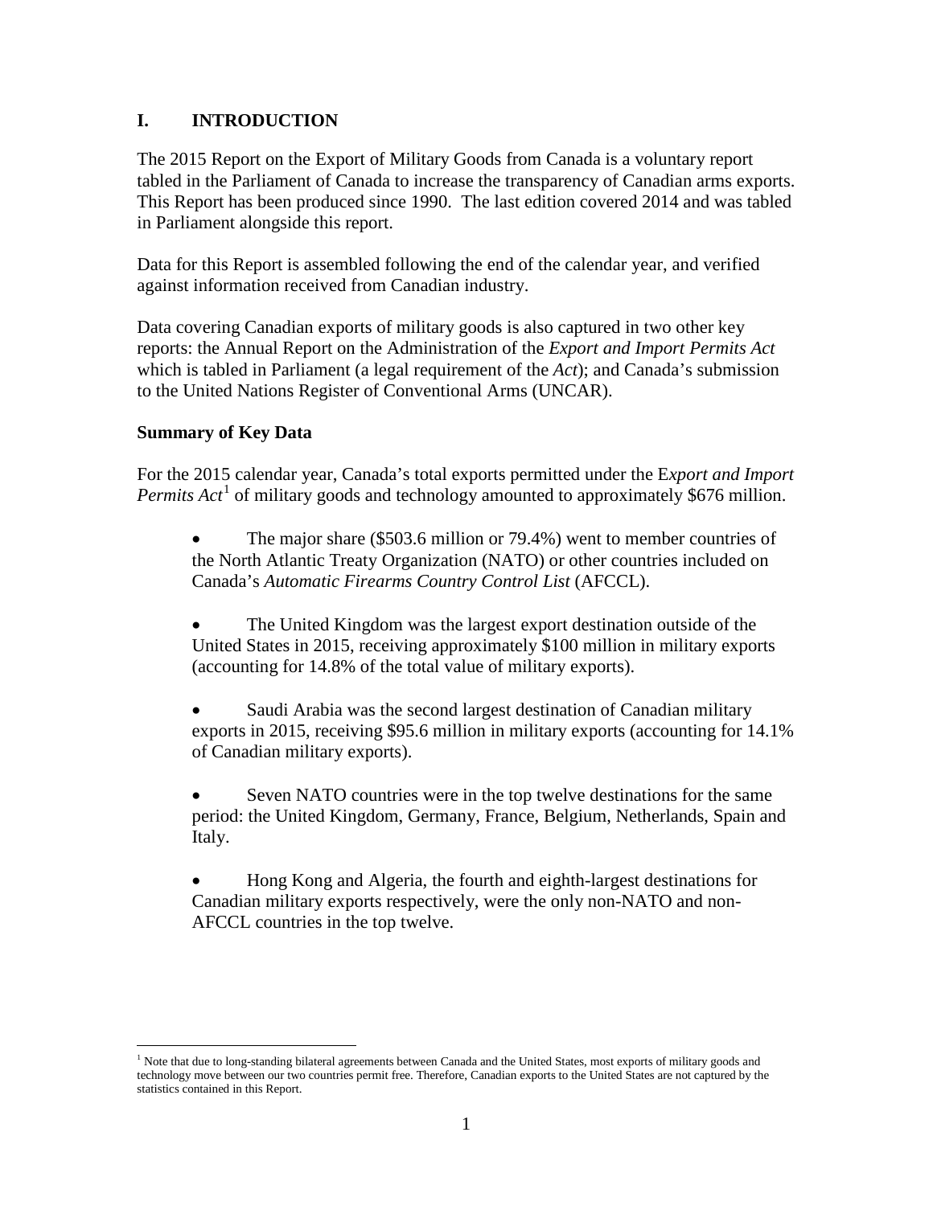## I. INTRODUCTION

The 2015 Report on the Export of Military Goods from Canada is a voluntary report tabled in the Parliament of Canada to increase the transparency of Canadian arms exports. This Report has been produced since 1990. The last edition covered 2014 and was tabled in Parliament alongside this report.

Data for this Report is assembled following the end of the calendar year, and verified against information received from Canadian industry.

Data covering Canadian exports of military goods is also captured in two other key reports: the Annual Report on the Administration of the *Export and Import Permits Act* which is tabled in Parliament (a legal requirement of the *Act*); and Canada's submission to the United Nations Register of Conventional Arms (UNCAR).

### Summary of Key Data

For the 2015 calendar year, Canada's total exports permitted under the E*xport and Import Permits Act*[1] of military goods and technology amounted to approximately $676 million.

- The major share ($503.6 million or 79.4%) went to member countries of the North Atlantic Treaty Organization (NATO) or other countries included on Canada's *Automatic Firearms Country Control List* (AFCCL).
- The United Kingdom was the largest export destination outside of the United States in 2015, receiving approximately $100 million in military exports (accounting for 14.8% of the total value of military exports).
- Saudi Arabia was the second largest destination of Canadian military exports in 2015, receiving $95.6 million in military exports (accounting for 14.1% of Canadian military exports).
- Seven NATO countries were in the top twelve destinations for the same period: the United Kingdom, Germany, France, Belgium, Netherlands, Spain and Italy.
- Hong Kong and Algeria, the fourth and eighth-largest destinations for Canadian military exports respectively, were the only non-NATO and non-AFCCL countries in the top twelve.

[1] Note that due to long-standing bilateral agreements between Canada and the United States, most exports of military goods and technology move between our two countries permit free. Therefore, Canadian exports to the United States are not captured by the statistics contained in this Report.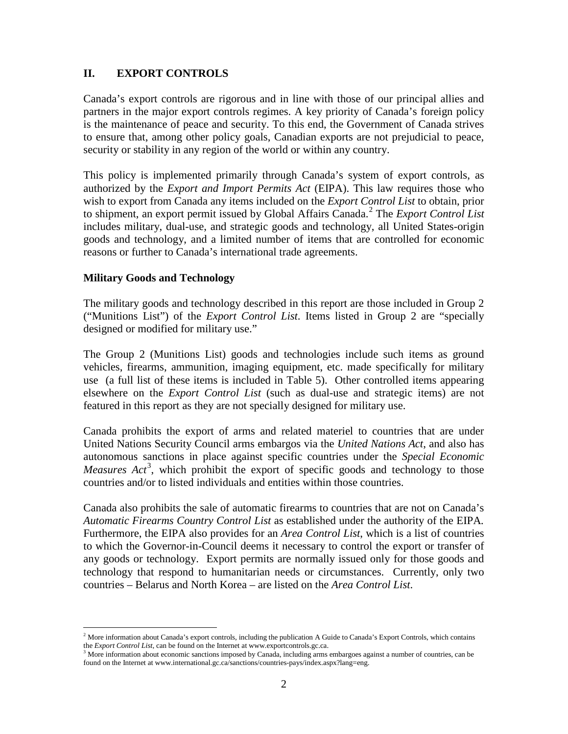## II. EXPORT CONTROLS

Canada's export controls are rigorous and in line with those of our principal allies and partners in the major export controls regimes. A key priority of Canada's foreign policy is the maintenance of peace and security. To this end, the Government of Canada strives to ensure that, among other policy goals, Canadian exports are not prejudicial to peace, security or stability in any region of the world or within any country.

This policy is implemented primarily through Canada's system of export controls, as authorized by the *Export and Import Permits Act* (EIPA). This law requires those who wish to export from Canada any items included on the *Export Control List* to obtain, prior to shipment, an export permit issued by Global Affairs Canada.[2] The *Export Control List* includes military, dual-use, and strategic goods and technology, all United States-origin goods and technology, and a limited number of items that are controlled for economic reasons or further to Canada's international trade agreements.

### Military Goods and Technology

The military goods and technology described in this report are those included in Group 2 ("Munitions List") of the *Export Control List*. Items listed in Group 2 are "specially designed or modified for military use."

The Group 2 (Munitions List) goods and technologies include such items as ground vehicles, firearms, ammunition, imaging equipment, etc. made specifically for military use (a full list of these items is included in Table 5). Other controlled items appearing elsewhere on the *Export Control List* (such as dual-use and strategic items) are not featured in this report as they are not specially designed for military use.

Canada prohibits the export of arms and related materiel to countries that are under United Nations Security Council arms embargos via the *United Nations Act*, and also has autonomous sanctions in place against specific countries under the *Special Economic Measures Act*[3], which prohibit the export of specific goods and technology to those countries and/or to listed individuals and entities within those countries.

Canada also prohibits the sale of automatic firearms to countries that are not on Canada's *Automatic Firearms Country Control List* as established under the authority of the EIPA. Furthermore, the EIPA also provides for an *Area Control List*, which is a list of countries to which the Governor-in-Council deems it necessary to control the export or transfer of any goods or technology. Export permits are normally issued only for those goods and technology that respond to humanitarian needs or circumstances. Currently, only two countries – Belarus and North Korea – are listed on the *Area Control List*.

---

[2] More information about Canada's export controls, including the publication A Guide to Canada's Export Controls, which contains the *Export Control List*, can be found on the Internet at www.exportcontrols.gc.ca.

[3] More information about economic sanctions imposed by Canada, including arms embargoes against a number of countries, can be found on the Internet at www.international.gc.ca/sanctions/countries-pays/index.aspx?lang=eng.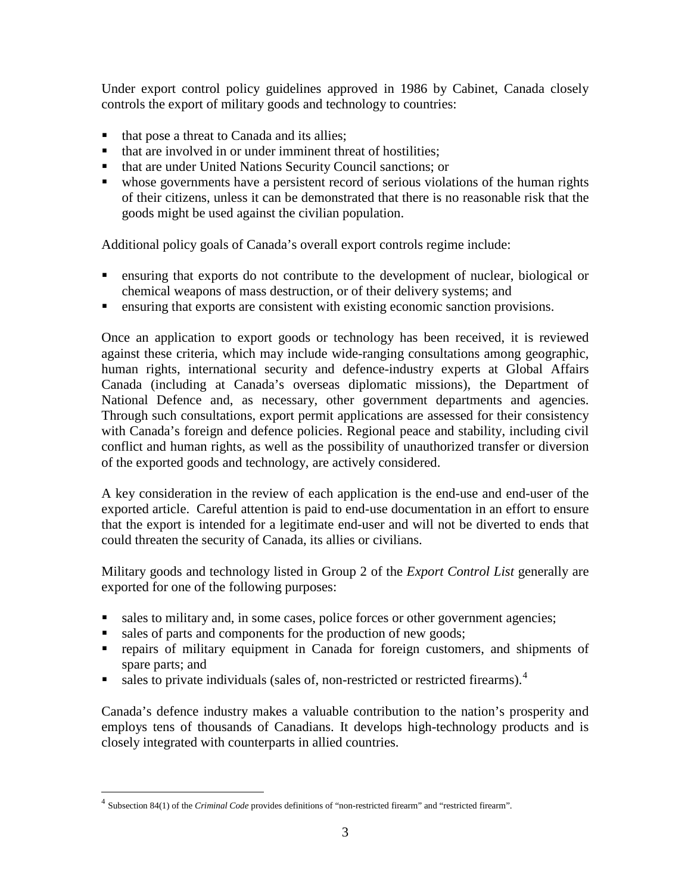Under export control policy guidelines approved in 1986 by Cabinet, Canada closely controls the export of military goods and technology to countries:

- that pose a threat to Canada and its allies;
- that are involved in or under imminent threat of hostilities;
- that are under United Nations Security Council sanctions; or
- whose governments have a persistent record of serious violations of the human rights of their citizens, unless it can be demonstrated that there is no reasonable risk that the goods might be used against the civilian population.

Additional policy goals of Canada's overall export controls regime include:

- ensuring that exports do not contribute to the development of nuclear, biological or chemical weapons of mass destruction, or of their delivery systems; and
- ensuring that exports are consistent with existing economic sanction provisions.

Once an application to export goods or technology has been received, it is reviewed against these criteria, which may include wide-ranging consultations among geographic, human rights, international security and defence-industry experts at Global Affairs Canada (including at Canada's overseas diplomatic missions), the Department of National Defence and, as necessary, other government departments and agencies. Through such consultations, export permit applications are assessed for their consistency with Canada's foreign and defence policies. Regional peace and stability, including civil conflict and human rights, as well as the possibility of unauthorized transfer or diversion of the exported goods and technology, are actively considered.

A key consideration in the review of each application is the end-use and end-user of the exported article. Careful attention is paid to end-use documentation in an effort to ensure that the export is intended for a legitimate end-user and will not be diverted to ends that could threaten the security of Canada, its allies or civilians.

Military goods and technology listed in Group 2 of the *Export Control List* generally are exported for one of the following purposes:

- sales to military and, in some cases, police forces or other government agencies;
- sales of parts and components for the production of new goods;
- repairs of military equipment in Canada for foreign customers, and shipments of spare parts; and
- sales to private individuals (sales of, non-restricted or restricted firearms).[4]

Canada's defence industry makes a valuable contribution to the nation's prosperity and employs tens of thousands of Canadians. It develops high-technology products and is closely integrated with counterparts in allied countries.

---

[4] Subsection 84(1) of the *Criminal Code* provides definitions of "non-restricted firearm" and "restricted firearm".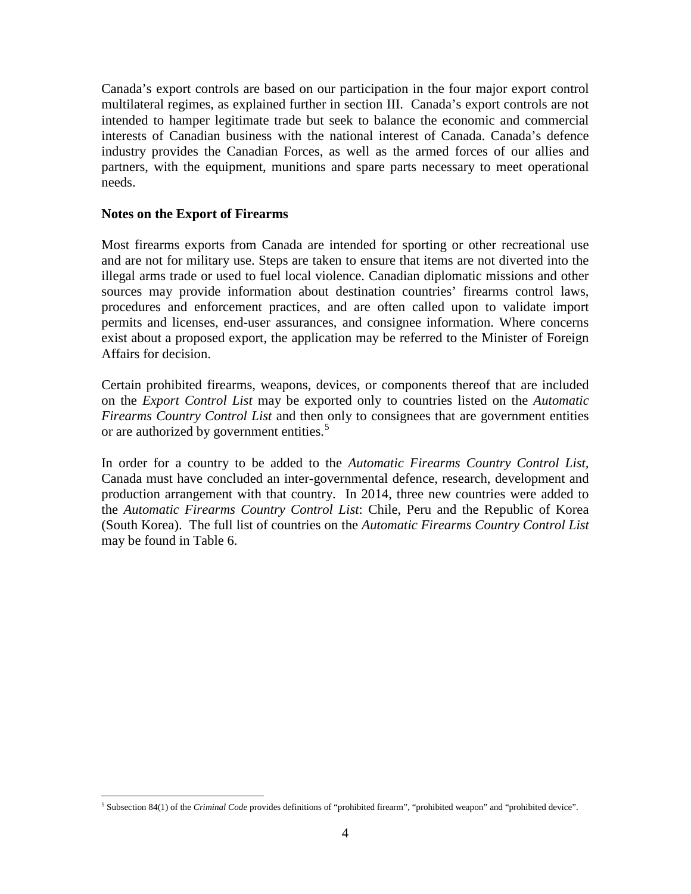Canada's export controls are based on our participation in the four major export control multilateral regimes, as explained further in section III. Canada's export controls are not intended to hamper legitimate trade but seek to balance the economic and commercial interests of Canadian business with the national interest of Canada. Canada's defence industry provides the Canadian Forces, as well as the armed forces of our allies and partners, with the equipment, munitions and spare parts necessary to meet operational needs.

**Notes on the Export of Firearms**

Most firearms exports from Canada are intended for sporting or other recreational use and are not for military use. Steps are taken to ensure that items are not diverted into the illegal arms trade or used to fuel local violence. Canadian diplomatic missions and other sources may provide information about destination countries' firearms control laws, procedures and enforcement practices, and are often called upon to validate import permits and licenses, end-user assurances, and consignee information. Where concerns exist about a proposed export, the application may be referred to the Minister of Foreign Affairs for decision.

Certain prohibited firearms, weapons, devices, or components thereof that are included on the *Export Control List* may be exported only to countries listed on the *Automatic Firearms Country Control List* and then only to consignees that are government entities or are authorized by government entities.[5]

In order for a country to be added to the *Automatic Firearms Country Control List*, Canada must have concluded an inter-governmental defence, research, development and production arrangement with that country. In 2014, three new countries were added to the *Automatic Firearms Country Control List*: Chile, Peru and the Republic of Korea (South Korea). The full list of countries on the *Automatic Firearms Country Control List* may be found in Table 6.

[5] Subsection 84(1) of the *Criminal Code* provides definitions of "prohibited firearm", "prohibited weapon" and "prohibited device".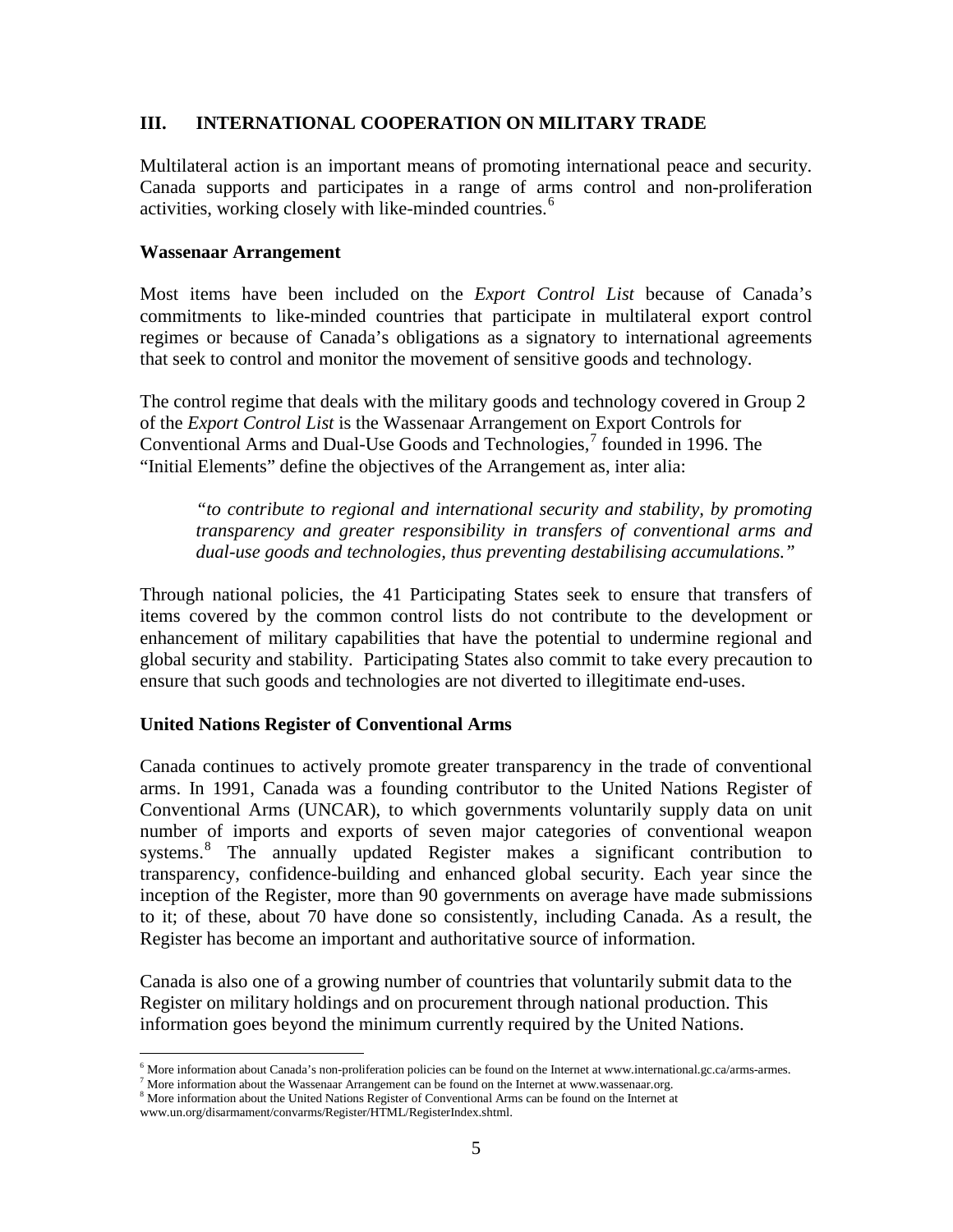## III. INTERNATIONAL COOPERATION ON MILITARY TRADE

Multilateral action is an important means of promoting international peace and security. Canada supports and participates in a range of arms control and non-proliferation activities, working closely with like-minded countries.[6]

### Wassenaar Arrangement

Most items have been included on the *Export Control List* because of Canada's commitments to like-minded countries that participate in multilateral export control regimes or because of Canada's obligations as a signatory to international agreements that seek to control and monitor the movement of sensitive goods and technology.

The control regime that deals with the military goods and technology covered in Group 2 of the *Export Control List* is the Wassenaar Arrangement on Export Controls for Conventional Arms and Dual-Use Goods and Technologies,[7] founded in 1996. The "Initial Elements" define the objectives of the Arrangement as, inter alia:

> *"to contribute to regional and international security and stability, by promoting transparency and greater responsibility in transfers of conventional arms and dual-use goods and technologies, thus preventing destabilising accumulations."*

Through national policies, the 41 Participating States seek to ensure that transfers of items covered by the common control lists do not contribute to the development or enhancement of military capabilities that have the potential to undermine regional and global security and stability. Participating States also commit to take every precaution to ensure that such goods and technologies are not diverted to illegitimate end-uses.

### United Nations Register of Conventional Arms

Canada continues to actively promote greater transparency in the trade of conventional arms. In 1991, Canada was a founding contributor to the United Nations Register of Conventional Arms (UNCAR), to which governments voluntarily supply data on unit number of imports and exports of seven major categories of conventional weapon systems.[8] The annually updated Register makes a significant contribution to transparency, confidence-building and enhanced global security. Each year since the inception of the Register, more than 90 governments on average have made submissions to it; of these, about 70 have done so consistently, including Canada. As a result, the Register has become an important and authoritative source of information.

Canada is also one of a growing number of countries that voluntarily submit data to the Register on military holdings and on procurement through national production. This information goes beyond the minimum currently required by the United Nations.

---

[6] More information about Canada's non-proliferation policies can be found on the Internet at www.international.gc.ca/arms-armes.

[7] More information about the Wassenaar Arrangement can be found on the Internet at www.wassenaar.org.

[8] More information about the United Nations Register of Conventional Arms can be found on the Internet at www.un.org/disarmament/convarms/Register/HTML/RegisterIndex.shtml.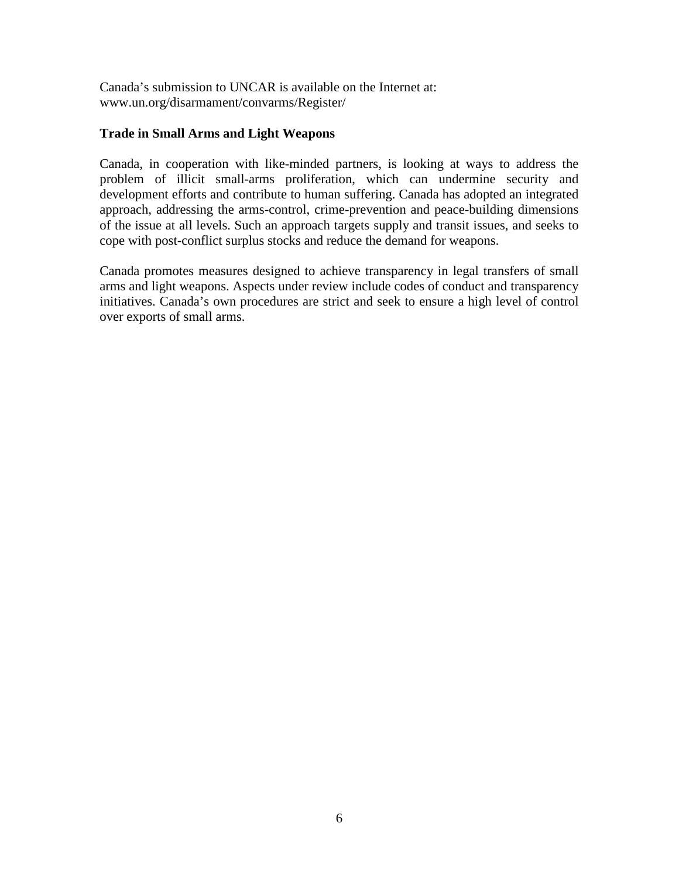Canada’s submission to UNCAR is available on the Internet at:
www.un.org/disarmament/convarms/Register/

**Trade in Small Arms and Light Weapons**

Canada, in cooperation with like-minded partners, is looking at ways to address the problem of illicit small-arms proliferation, which can undermine security and development efforts and contribute to human suffering. Canada has adopted an integrated approach, addressing the arms-control, crime-prevention and peace-building dimensions of the issue at all levels. Such an approach targets supply and transit issues, and seeks to cope with post-conflict surplus stocks and reduce the demand for weapons.

Canada promotes measures designed to achieve transparency in legal transfers of small arms and light weapons. Aspects under review include codes of conduct and transparency initiatives. Canada’s own procedures are strict and seek to ensure a high level of control over exports of small arms.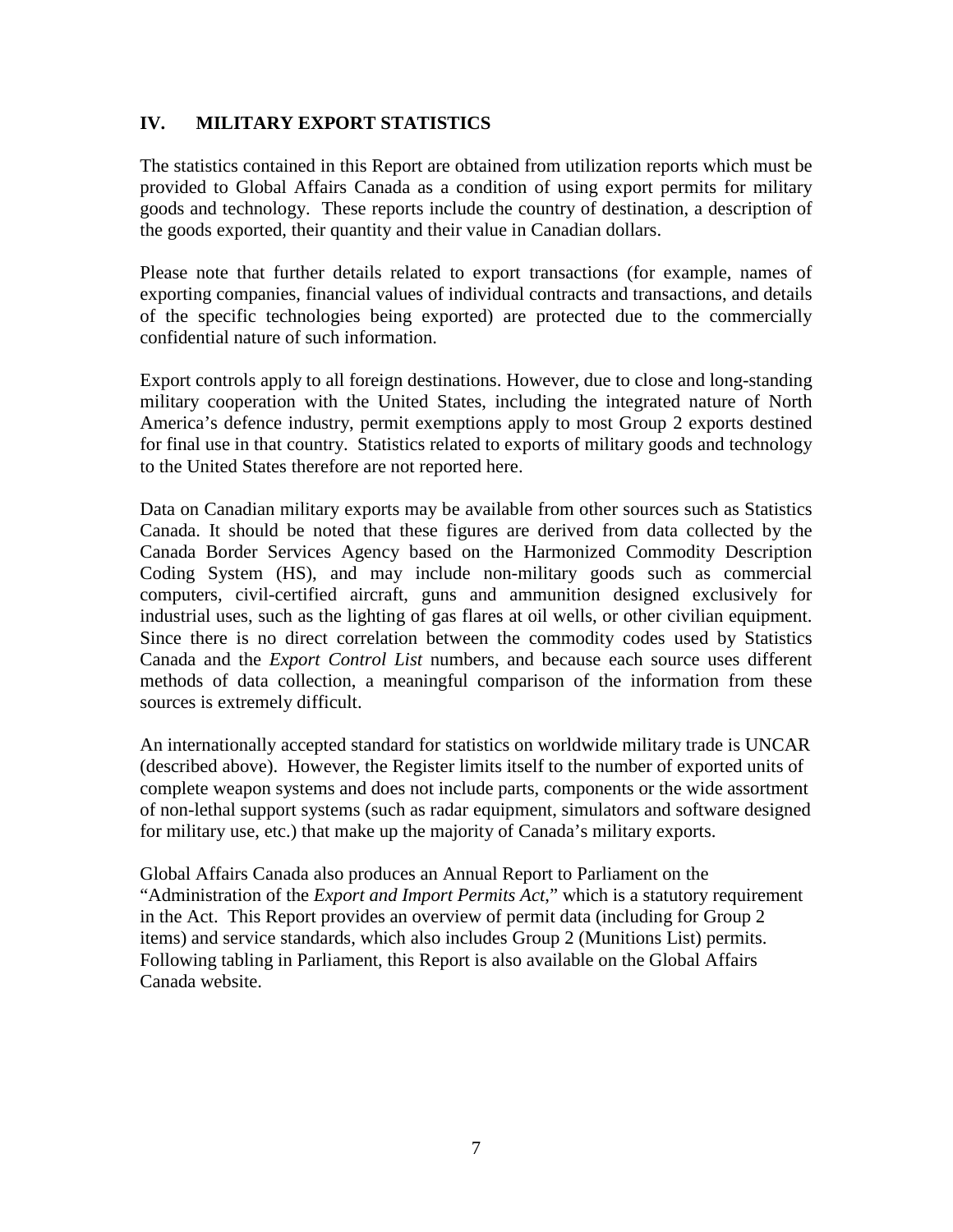## IV. MILITARY EXPORT STATISTICS

The statistics contained in this Report are obtained from utilization reports which must be provided to Global Affairs Canada as a condition of using export permits for military goods and technology. These reports include the country of destination, a description of the goods exported, their quantity and their value in Canadian dollars.

Please note that further details related to export transactions (for example, names of exporting companies, financial values of individual contracts and transactions, and details of the specific technologies being exported) are protected due to the commercially confidential nature of such information.

Export controls apply to all foreign destinations. However, due to close and long-standing military cooperation with the United States, including the integrated nature of North America's defence industry, permit exemptions apply to most Group 2 exports destined for final use in that country. Statistics related to exports of military goods and technology to the United States therefore are not reported here.

Data on Canadian military exports may be available from other sources such as Statistics Canada. It should be noted that these figures are derived from data collected by the Canada Border Services Agency based on the Harmonized Commodity Description Coding System (HS), and may include non-military goods such as commercial computers, civil-certified aircraft, guns and ammunition designed exclusively for industrial uses, such as the lighting of gas flares at oil wells, or other civilian equipment. Since there is no direct correlation between the commodity codes used by Statistics Canada and the *Export Control List* numbers, and because each source uses different methods of data collection, a meaningful comparison of the information from these sources is extremely difficult.

An internationally accepted standard for statistics on worldwide military trade is UNCAR (described above). However, the Register limits itself to the number of exported units of complete weapon systems and does not include parts, components or the wide assortment of non-lethal support systems (such as radar equipment, simulators and software designed for military use, etc.) that make up the majority of Canada's military exports.

Global Affairs Canada also produces an Annual Report to Parliament on the "Administration of the *Export and Import Permits Act*," which is a statutory requirement in the Act. This Report provides an overview of permit data (including for Group 2 items) and service standards, which also includes Group 2 (Munitions List) permits. Following tabling in Parliament, this Report is also available on the Global Affairs Canada website.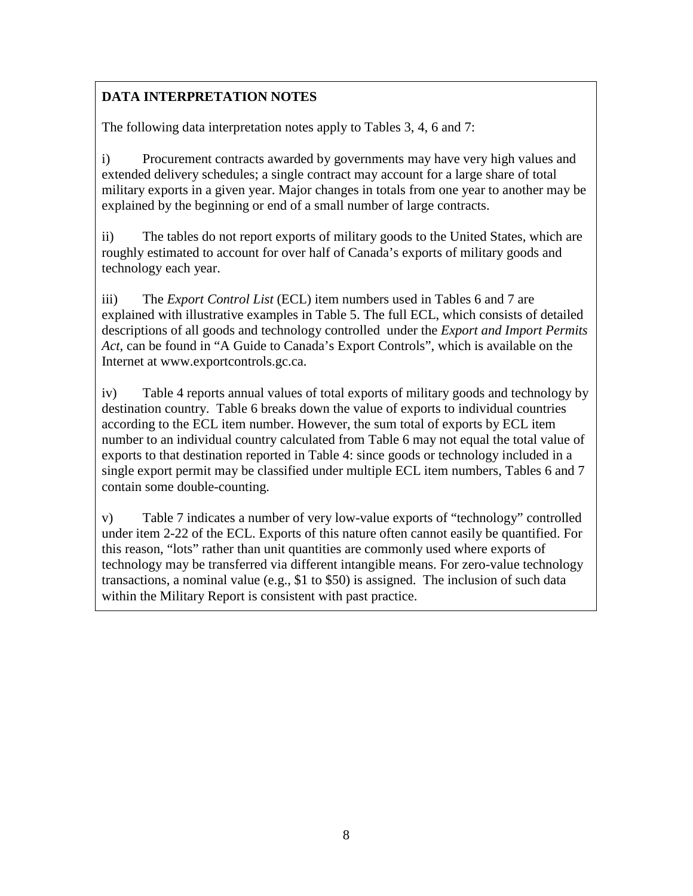**DATA INTERPRETATION NOTES**

The following data interpretation notes apply to Tables 3, 4, 6 and 7:

i) Procurement contracts awarded by governments may have very high values and extended delivery schedules; a single contract may account for a large share of total military exports in a given year. Major changes in totals from one year to another may be explained by the beginning or end of a small number of large contracts.

ii) The tables do not report exports of military goods to the United States, which are roughly estimated to account for over half of Canada's exports of military goods and technology each year.

iii) The *Export Control List* (ECL) item numbers used in Tables 6 and 7 are explained with illustrative examples in Table 5. The full ECL, which consists of detailed descriptions of all goods and technology controlled under the *Export and Import Permits Act*, can be found in "A Guide to Canada's Export Controls", which is available on the Internet at www.exportcontrols.gc.ca.

iv) Table 4 reports annual values of total exports of military goods and technology by destination country. Table 6 breaks down the value of exports to individual countries according to the ECL item number. However, the sum total of exports by ECL item number to an individual country calculated from Table 6 may not equal the total value of exports to that destination reported in Table 4: since goods or technology included in a single export permit may be classified under multiple ECL item numbers, Tables 6 and 7 contain some double-counting.

v) Table 7 indicates a number of very low-value exports of "technology" controlled under item 2-22 of the ECL. Exports of this nature often cannot easily be quantified. For this reason, "lots" rather than unit quantities are commonly used where exports of technology may be transferred via different intangible means. For zero-value technology transactions, a nominal value (e.g., $1 to $50) is assigned. The inclusion of such data within the Military Report is consistent with past practice.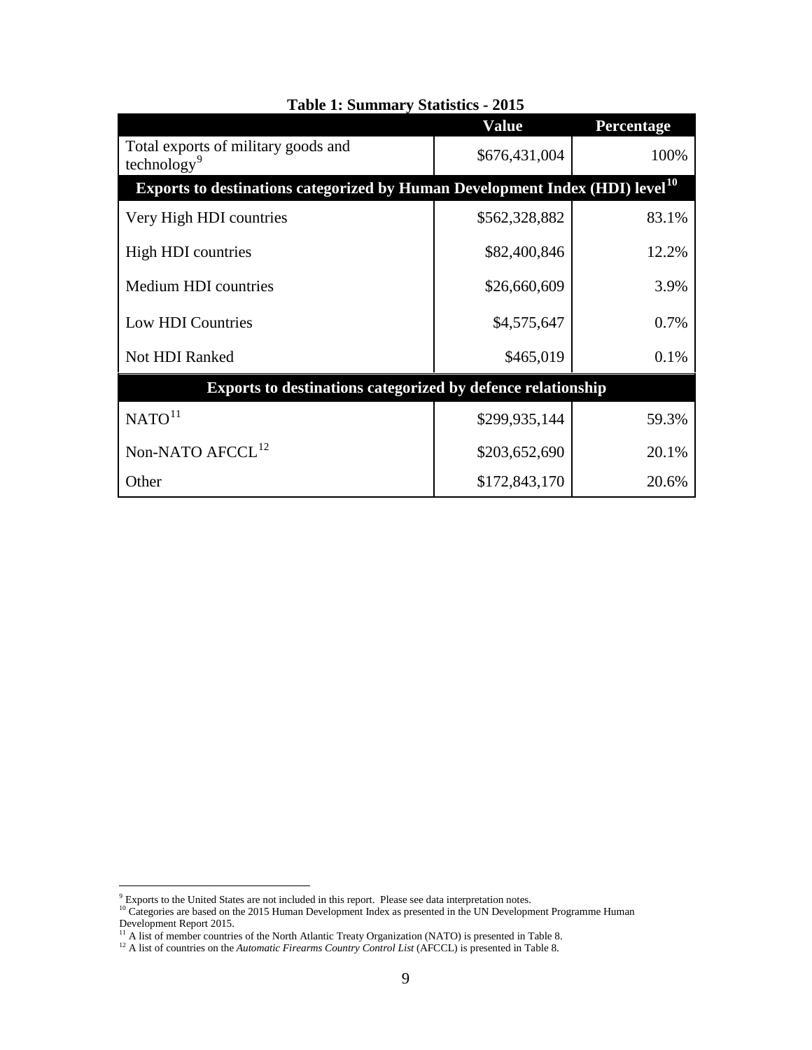**Table 1: Summary Statistics - 2015**

| | Value | Percentage |
|---|---|---|
| Total exports of military goods and technology[9] | $676,431,004 | 100% |
| **Exports to destinations categorized by Human Development Index (HDI) level[10]** | | |
| Very High HDI countries | $562,328,882 | 83.1% |
| High HDI countries | $82,400,846 | 12.2% |
| Medium HDI countries | $26,660,609 | 3.9% |
| Low HDI Countries | $4,575,647 | 0.7% |
| Not HDI Ranked | $465,019 | 0.1% |
| **Exports to destinations categorized by defence relationship** | | |
| NATO[11] | $299,935,144 | 59.3% |
| Non-NATO AFCCL[12] | $203,652,690 | 20.1% |
| Other | $172,843,170 | 20.6% |

[9] Exports to the United States are not included in this report. Please see data interpretation notes.
[10] Categories are based on the 2015 Human Development Index as presented in the UN Development Programme Human Development Report 2015.
[11] A list of member countries of the North Atlantic Treaty Organization (NATO) is presented in Table 8.
[12] A list of countries on the *Automatic Firearms Country Control List* (AFCCL) is presented in Table 8.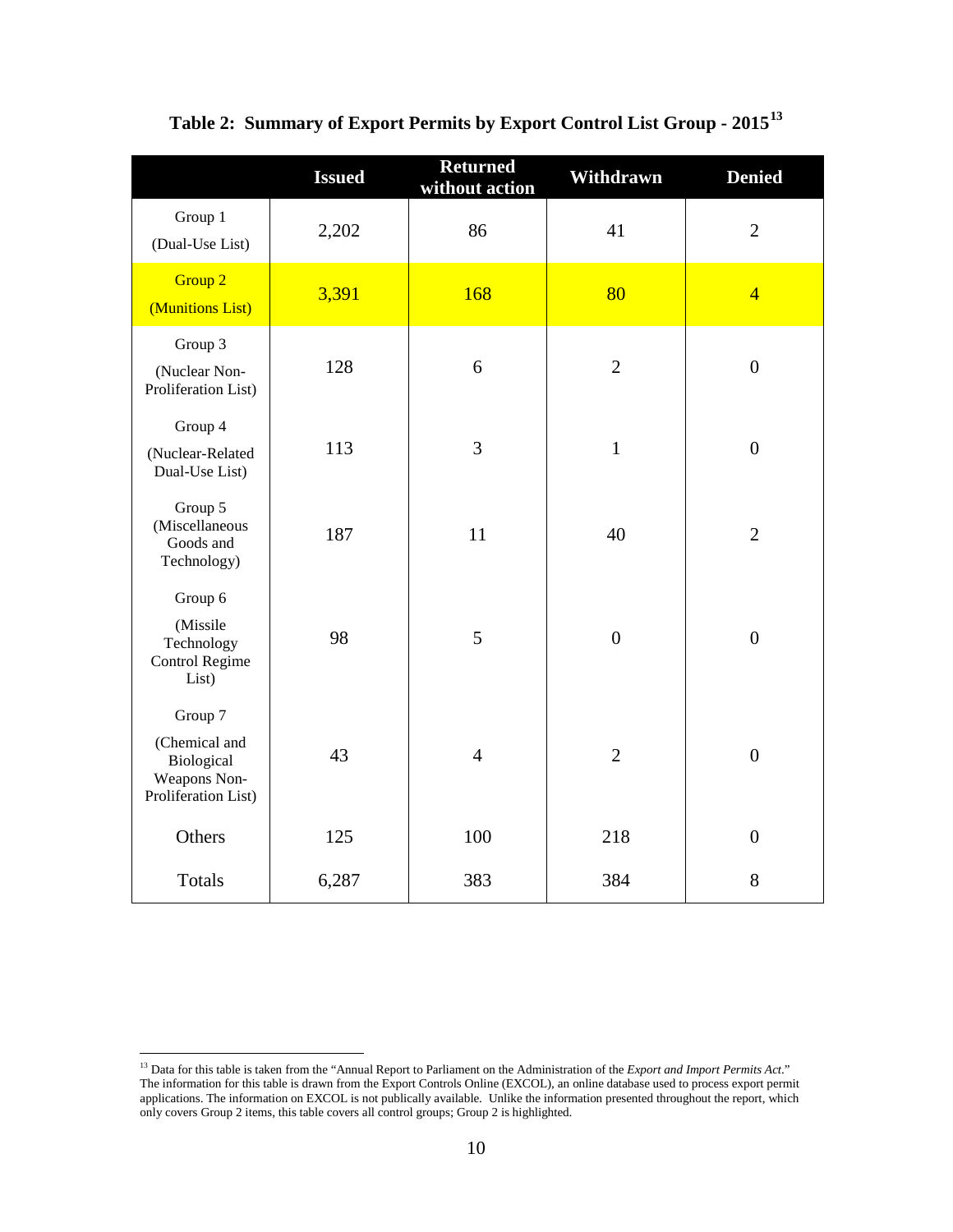**Table 2: Summary of Export Permits by Export Control List Group - 2015**[13]

| | Issued | Returned without action | Withdrawn | Denied |
|---|---|---|---|---|
| Group 1 (Dual-Use List) | 2,202 | 86 | 41 | 2 |
| Group 2 (Munitions List) | 3,391 | 168 | 80 | 4 |
| Group 3 (Nuclear Non-Proliferation List) | 128 | 6 | 2 | 0 |
| Group 4 (Nuclear-Related Dual-Use List) | 113 | 3 | 1 | 0 |
| Group 5 (Miscellaneous Goods and Technology) | 187 | 11 | 40 | 2 |
| Group 6 (Missile Technology Control Regime List) | 98 | 5 | 0 | 0 |
| Group 7 (Chemical and Biological Weapons Non-Proliferation List) | 43 | 4 | 2 | 0 |
| Others | 125 | 100 | 218 | 0 |
| Totals | 6,287 | 383 | 384 | 8 |

[13] Data for this table is taken from the "Annual Report to Parliament on the Administration of the *Export and Import Permits Act*." The information for this table is drawn from the Export Controls Online (EXCOL), an online database used to process export permit applications. The information on EXCOL is not publically available. Unlike the information presented throughout the report, which only covers Group 2 items, this table covers all control groups; Group 2 is highlighted.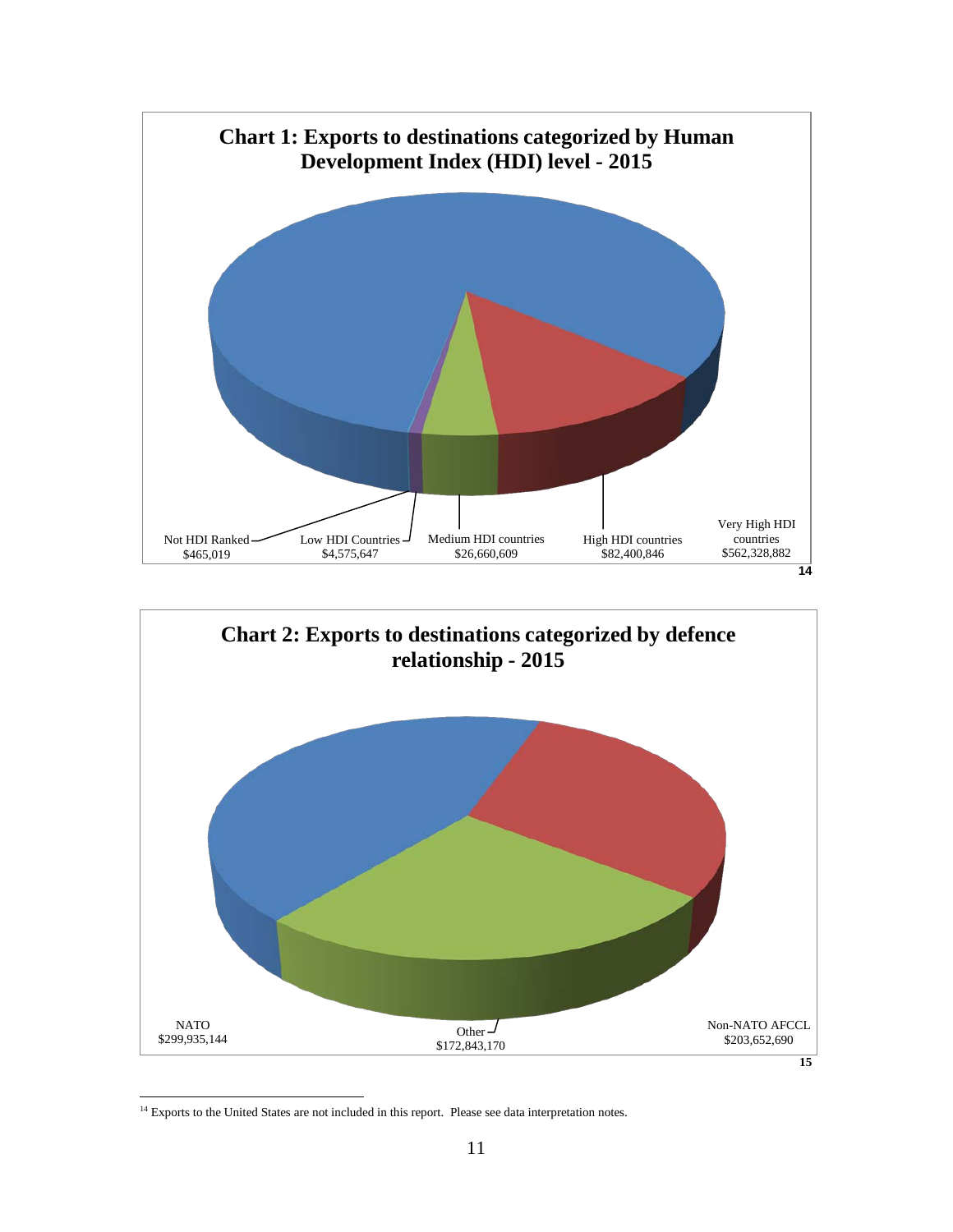**Chart 1: Exports to destinations categorized by Human Development Index (HDI) level - 2015**

| Category | Value |
| --- | --- |
| Not HDI Ranked | $465,019 |
| Low HDI Countries | $4,575,647 |
| Medium HDI countries | $26,660,609 |
| High HDI countries | $82,400,846 |
| Very High HDI countries | $562,328,882 |

14

**Chart 2: Exports to destinations categorized by defence relationship - 2015**

| Category | Value |
| --- | --- |
| NATO | $299,935,144 |
| Other | $172,843,170 |
| Non-NATO AFCCL | $203,652,690 |

15

---

[14] Exports to the United States are not included in this report. Please see data interpretation notes.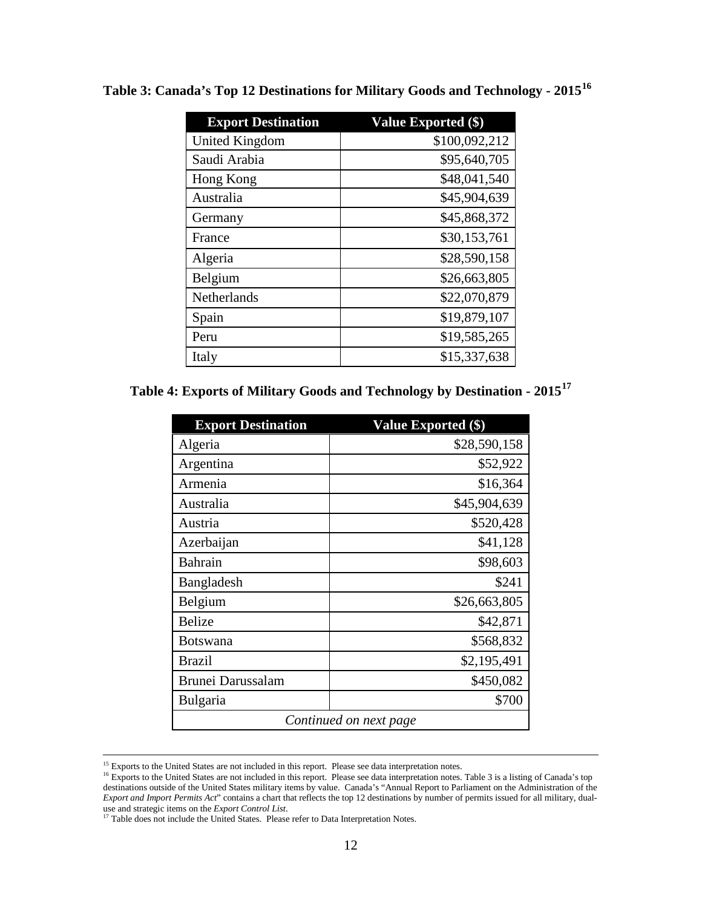**Table 3: Canada's Top 12 Destinations for Military Goods and Technology - 2015[16]**

| Export Destination | Value Exported ($) |
|---|---|
| United Kingdom | $100,092,212 |
| Saudi Arabia | $95,640,705 |
| Hong Kong | $48,041,540 |
| Australia | $45,904,639 |
| Germany | $45,868,372 |
| France | $30,153,761 |
| Algeria | $28,590,158 |
| Belgium | $26,663,805 |
| Netherlands | $22,070,879 |
| Spain | $19,879,107 |
| Peru | $19,585,265 |
| Italy | $15,337,638 |

**Table 4: Exports of Military Goods and Technology by Destination - 2015[17]**

| Export Destination | Value Exported ($) |
|---|---|
| Algeria | $28,590,158 |
| Argentina | $52,922 |
| Armenia | $16,364 |
| Australia | $45,904,639 |
| Austria | $520,428 |
| Azerbaijan | $41,128 |
| Bahrain | $98,603 |
| Bangladesh | $241 |
| Belgium | $26,663,805 |
| Belize | $42,871 |
| Botswana | $568,832 |
| Brazil | $2,195,491 |
| Brunei Darussalam | $450,082 |
| Bulgaria | $700 |
| *Continued on next page* | |

---

[15] Exports to the United States are not included in this report. Please see data interpretation notes.

[16] Exports to the United States are not included in this report. Please see data interpretation notes. Table 3 is a listing of Canada's top destinations outside of the United States military items by value. Canada's "Annual Report to Parliament on the Administration of the *Export and Import Permits Act*" contains a chart that reflects the top 12 destinations by number of permits issued for all military, dual-use and strategic items on the *Export Control List*.

[17] Table does not include the United States. Please refer to Data Interpretation Notes.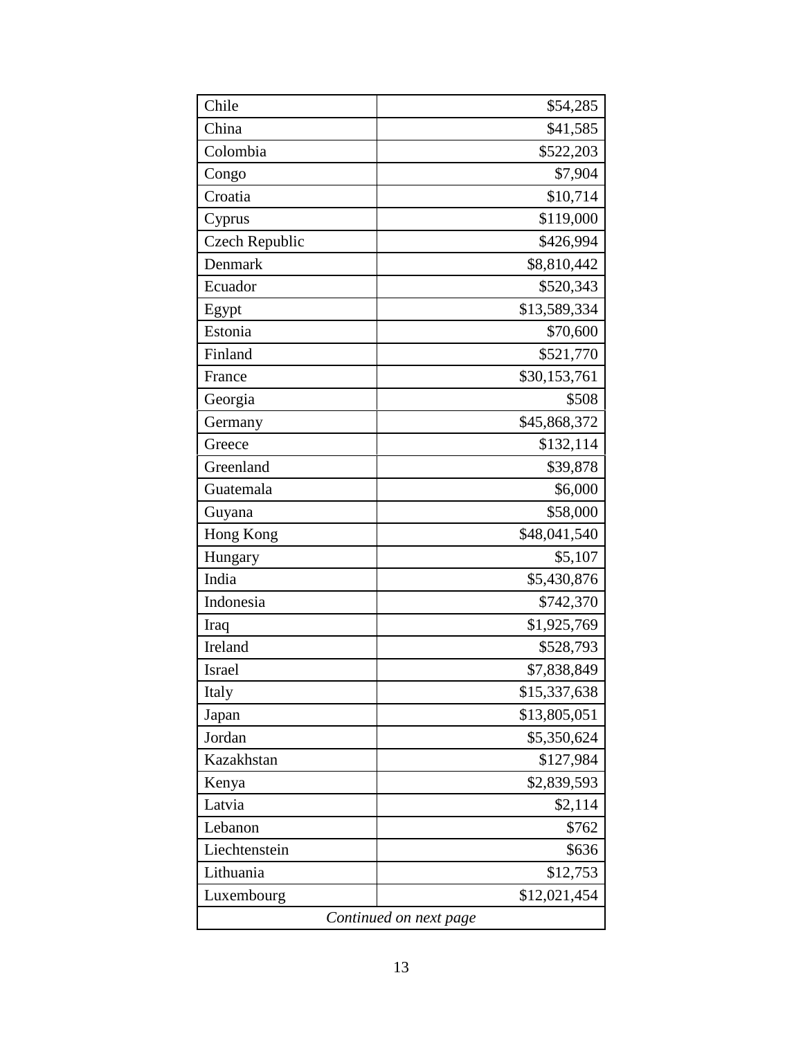| Chile | $54,285 |
|---|---:|
| China | $41,585 |
| Colombia | $522,203 |
| Congo | $7,904 |
| Croatia | $10,714 |
| Cyprus | $119,000 |
| Czech Republic | $426,994 |
| Denmark | $8,810,442 |
| Ecuador | $520,343 |
| Egypt | $13,589,334 |
| Estonia | $70,600 |
| Finland | $521,770 |
| France | $30,153,761 |
| Georgia | $508 |
| Germany | $45,868,372 |
| Greece | $132,114 |
| Greenland | $39,878 |
| Guatemala | $6,000 |
| Guyana | $58,000 |
| Hong Kong | $48,041,540 |
| Hungary | $5,107 |
| India | $5,430,876 |
| Indonesia | $742,370 |
| Iraq | $1,925,769 |
| Ireland | $528,793 |
| Israel | $7,838,849 |
| Italy | $15,337,638 |
| Japan | $13,805,051 |
| Jordan | $5,350,624 |
| Kazakhstan | $127,984 |
| Kenya | $2,839,593 |
| Latvia | $2,114 |
| Lebanon | $762 |
| Liechtenstein | $636 |
| Lithuania | $12,753 |
| Luxembourg | $12,021,454 |
| *Continued on next page* | |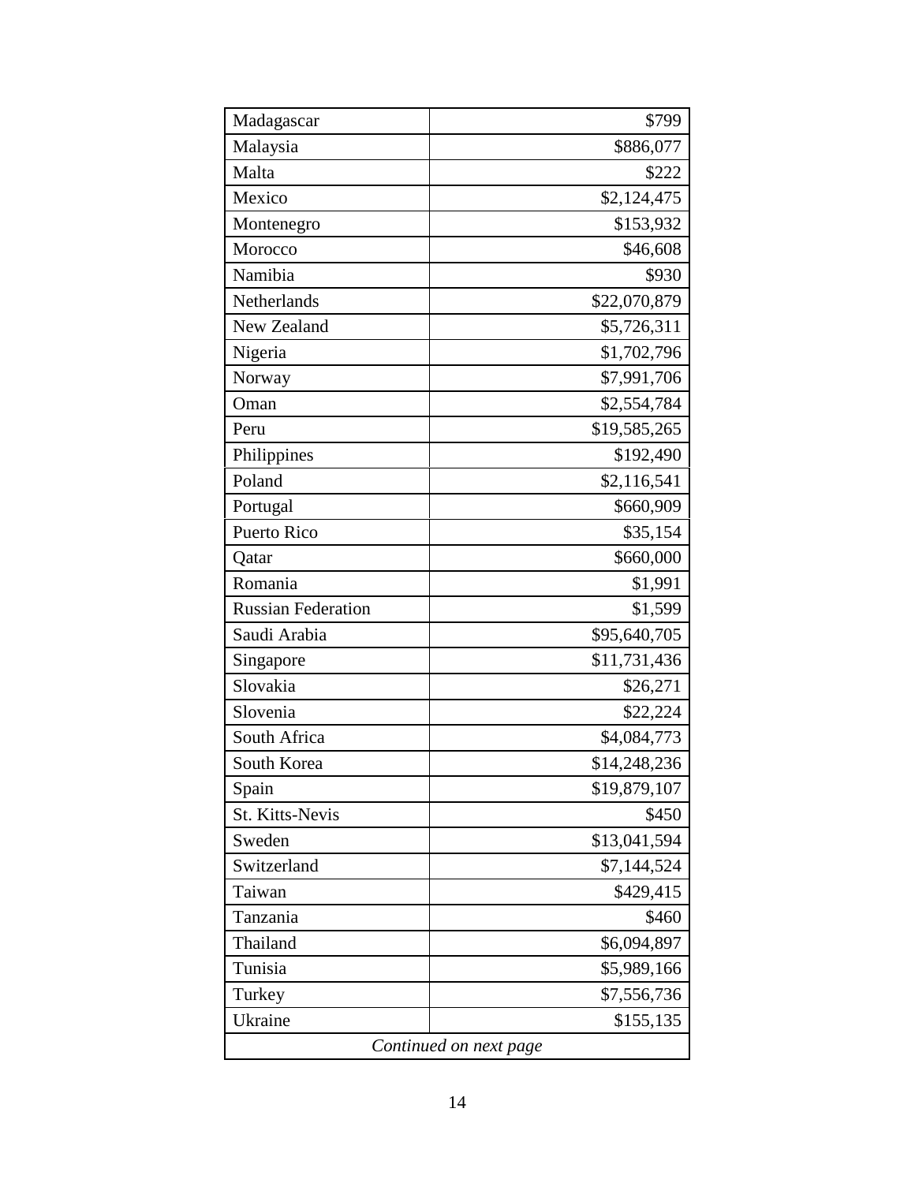| | |
|---|---|
| Madagascar | $799 |
| Malaysia | $886,077 |
| Malta | $222 |
| Mexico | $2,124,475 |
| Montenegro | $153,932 |
| Morocco | $46,608 |
| Namibia | $930 |
| Netherlands | $22,070,879 |
| New Zealand | $5,726,311 |
| Nigeria | $1,702,796 |
| Norway | $7,991,706 |
| Oman | $2,554,784 |
| Peru | $19,585,265 |
| Philippines | $192,490 |
| Poland | $2,116,541 |
| Portugal | $660,909 |
| Puerto Rico | $35,154 |
| Qatar | $660,000 |
| Romania | $1,991 |
| Russian Federation | $1,599 |
| Saudi Arabia | $95,640,705 |
| Singapore | $11,731,436 |
| Slovakia | $26,271 |
| Slovenia | $22,224 |
| South Africa | $4,084,773 |
| South Korea | $14,248,236 |
| Spain | $19,879,107 |
| St. Kitts-Nevis | $450 |
| Sweden | $13,041,594 |
| Switzerland | $7,144,524 |
| Taiwan | $429,415 |
| Tanzania | $460 |
| Thailand | $6,094,897 |
| Tunisia | $5,989,166 |
| Turkey | $7,556,736 |
| Ukraine | $155,135 |

*Continued on next page*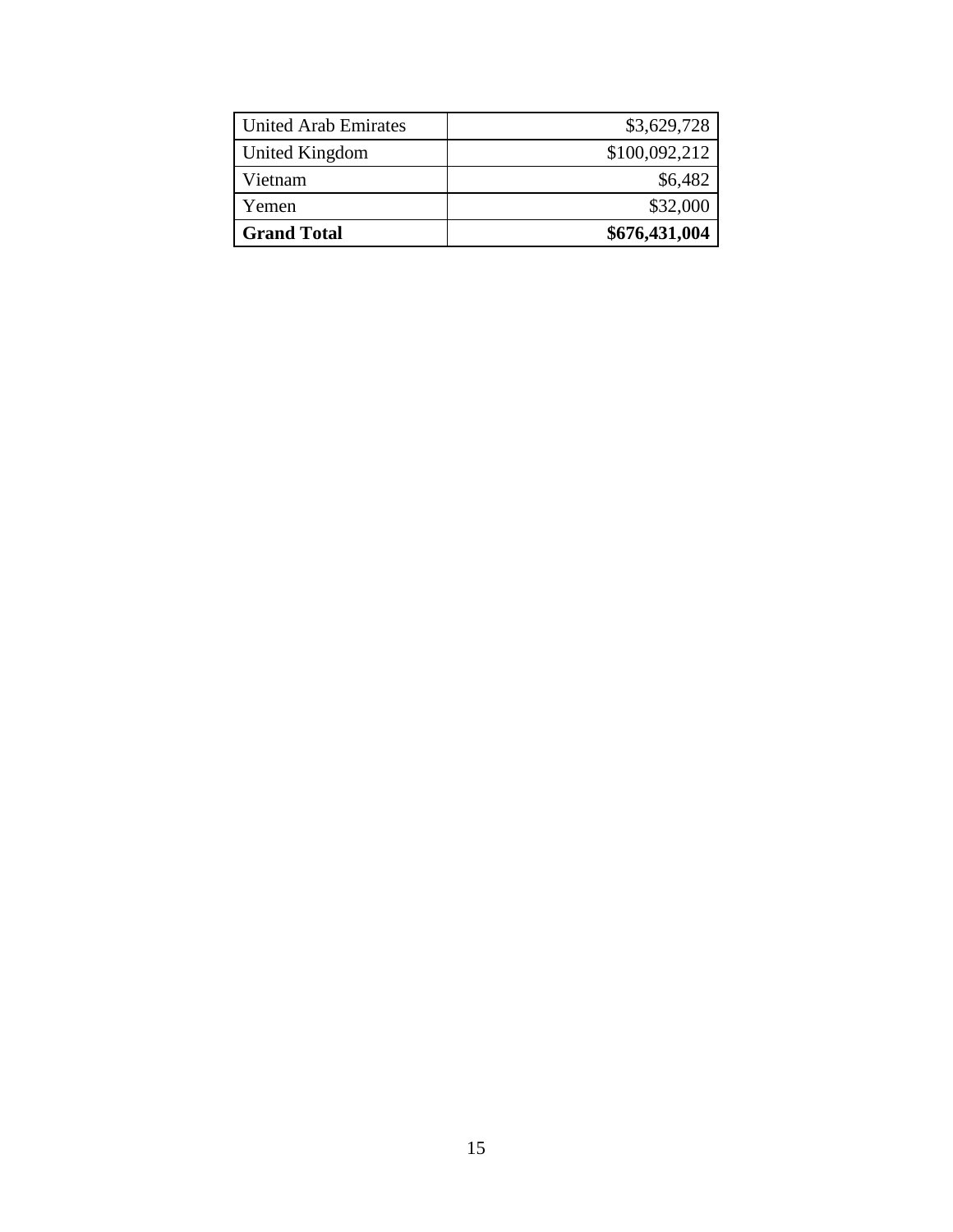| | |
|---|---|
| United Arab Emirates | $3,629,728 |
| United Kingdom | $100,092,212 |
| Vietnam | $6,482 |
| Yemen | $32,000 |
| **Grand Total** | **$676,431,004** |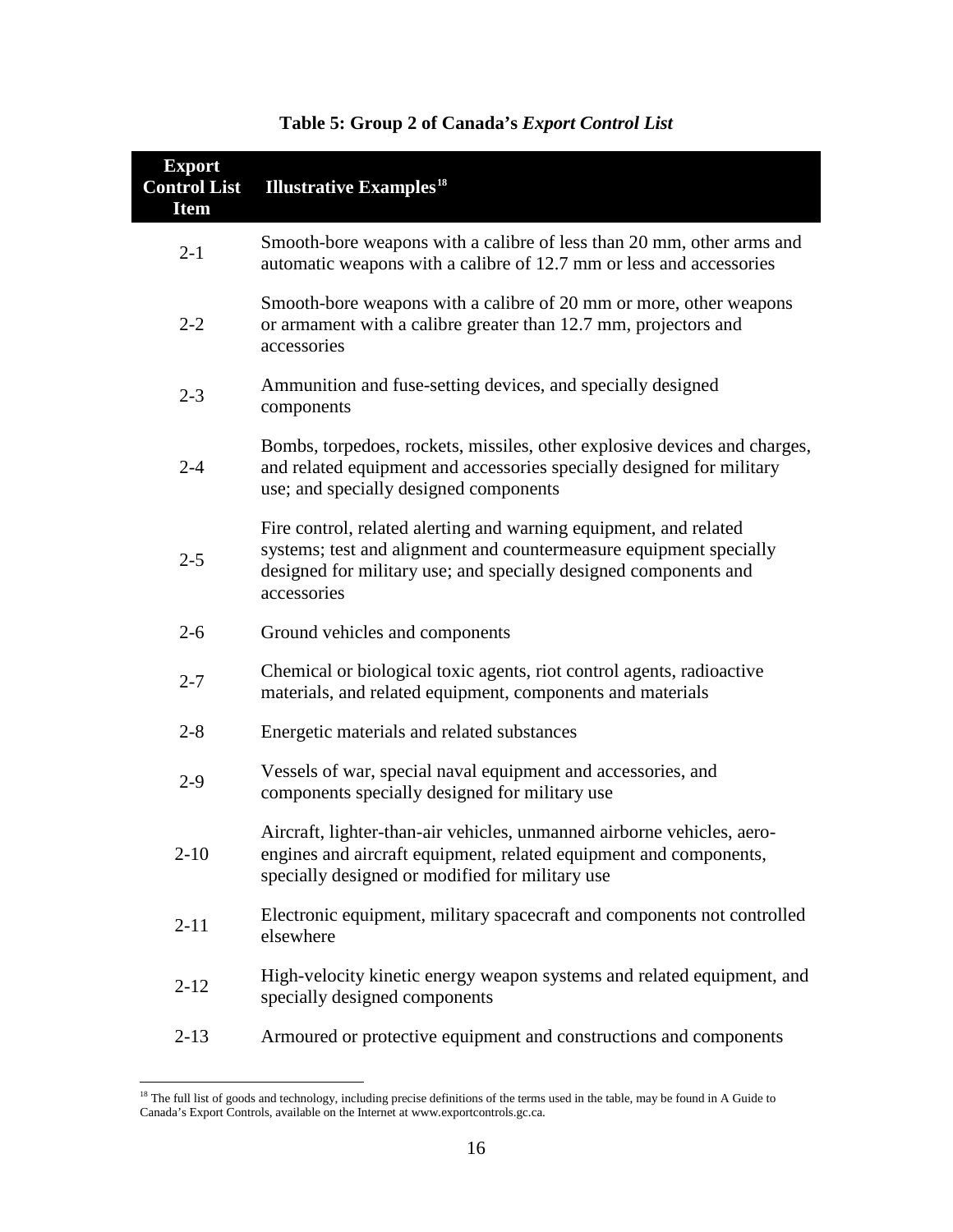**Table 5: Group 2 of Canada's *Export Control List***

| Export Control List Item | Illustrative Examples[18] |
|---|---|
| 2-1 | Smooth-bore weapons with a calibre of less than 20 mm, other arms and automatic weapons with a calibre of 12.7 mm or less and accessories |
| 2-2 | Smooth-bore weapons with a calibre of 20 mm or more, other weapons or armament with a calibre greater than 12.7 mm, projectors and accessories |
| 2-3 | Ammunition and fuse-setting devices, and specially designed components |
| 2-4 | Bombs, torpedoes, rockets, missiles, other explosive devices and charges, and related equipment and accessories specially designed for military use; and specially designed components |
| 2-5 | Fire control, related alerting and warning equipment, and related systems; test and alignment and countermeasure equipment specially designed for military use; and specially designed components and accessories |
| 2-6 | Ground vehicles and components |
| 2-7 | Chemical or biological toxic agents, riot control agents, radioactive materials, and related equipment, components and materials |
| 2-8 | Energetic materials and related substances |
| 2-9 | Vessels of war, special naval equipment and accessories, and components specially designed for military use |
| 2-10 | Aircraft, lighter-than-air vehicles, unmanned airborne vehicles, aero-engines and aircraft equipment, related equipment and components, specially designed or modified for military use |
| 2-11 | Electronic equipment, military spacecraft and components not controlled elsewhere |
| 2-12 | High-velocity kinetic energy weapon systems and related equipment, and specially designed components |
| 2-13 | Armoured or protective equipment and constructions and components |

[18] The full list of goods and technology, including precise definitions of the terms used in the table, may be found in A Guide to Canada's Export Controls, available on the Internet at www.exportcontrols.gc.ca.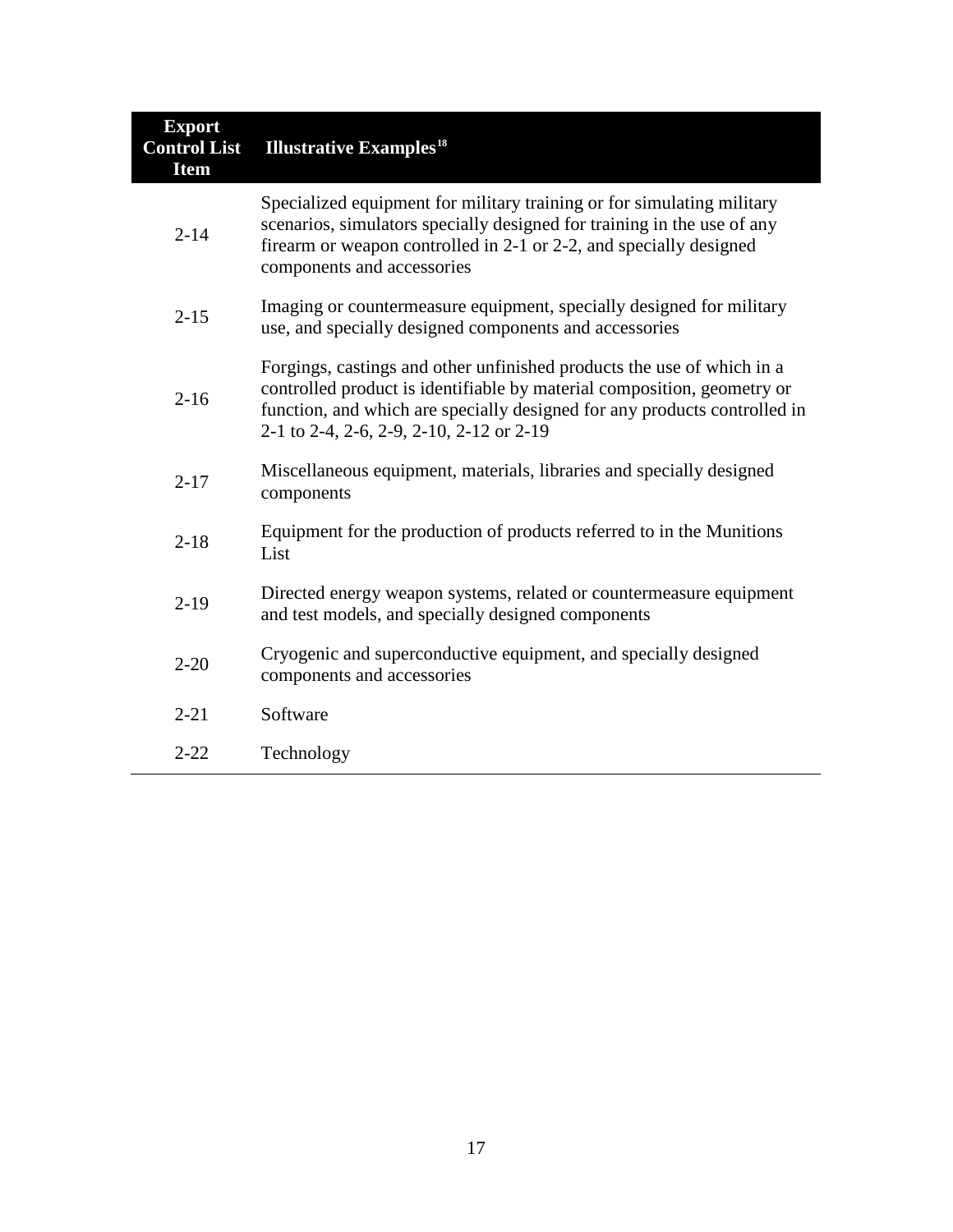| Export Control List Item | Illustrative Examples[18] |
|---|---|
| 2-14 | Specialized equipment for military training or for simulating military scenarios, simulators specially designed for training in the use of any firearm or weapon controlled in 2-1 or 2-2, and specially designed components and accessories |
| 2-15 | Imaging or countermeasure equipment, specially designed for military use, and specially designed components and accessories |
| 2-16 | Forgings, castings and other unfinished products the use of which in a controlled product is identifiable by material composition, geometry or function, and which are specially designed for any products controlled in 2-1 to 2-4, 2-6, 2-9, 2-10, 2-12 or 2-19 |
| 2-17 | Miscellaneous equipment, materials, libraries and specially designed components |
| 2-18 | Equipment for the production of products referred to in the Munitions List |
| 2-19 | Directed energy weapon systems, related or countermeasure equipment and test models, and specially designed components |
| 2-20 | Cryogenic and superconductive equipment, and specially designed components and accessories |
| 2-21 | Software |
| 2-22 | Technology |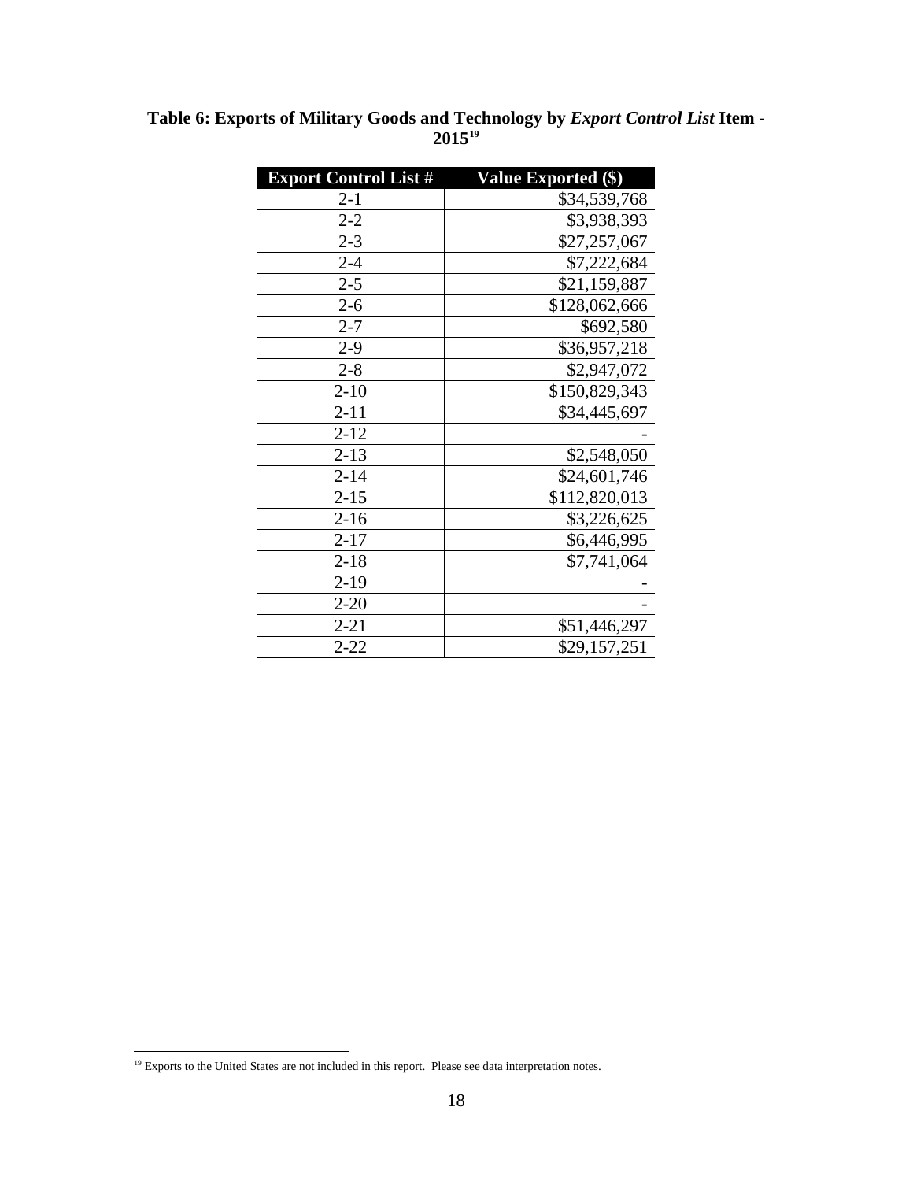**Table 6: Exports of Military Goods and Technology by *Export Control List* Item - 2015**[19]

| Export Control List # | Value Exported ($) |
|---|---|
| 2-1 | $34,539,768 |
| 2-2 | $3,938,393 |
| 2-3 | $27,257,067 |
| 2-4 | $7,222,684 |
| 2-5 | $21,159,887 |
| 2-6 | $128,062,666 |
| 2-7 | $692,580 |
| 2-9 | $36,957,218 |
| 2-8 | $2,947,072 |
| 2-10 | $150,829,343 |
| 2-11 | $34,445,697 |
| 2-12 | - |
| 2-13 | $2,548,050 |
| 2-14 | $24,601,746 |
| 2-15 | $112,820,013 |
| 2-16 | $3,226,625 |
| 2-17 | $6,446,995 |
| 2-18 | $7,741,064 |
| 2-19 | - |
| 2-20 | - |
| 2-21 | $51,446,297 |
| 2-22 | $29,157,251 |

[19] Exports to the United States are not included in this report. Please see data interpretation notes.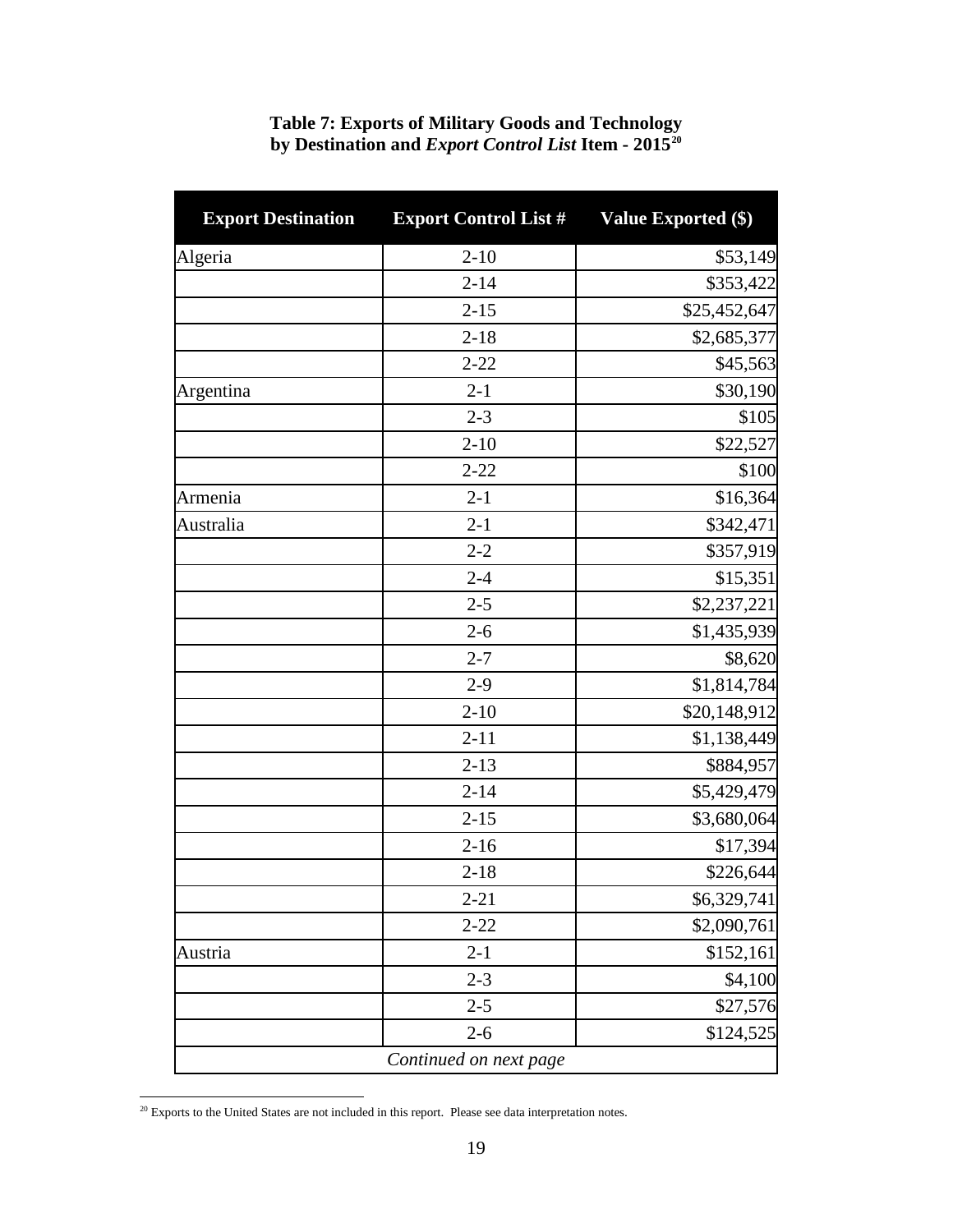**Table 7: Exports of Military Goods and Technology by Destination and *Export Control List* Item - 2015**[20]

| Export Destination | Export Control List # | Value Exported ($) |
|---|---|---|
| Algeria | 2-10 | $53,149 |
| | 2-14 | $353,422 |
| | 2-15 | $25,452,647 |
| | 2-18 | $2,685,377 |
| | 2-22 | $45,563 |
| Argentina | 2-1 | $30,190 |
| | 2-3 | $105 |
| | 2-10 | $22,527 |
| | 2-22 | $100 |
| Armenia | 2-1 | $16,364 |
| Australia | 2-1 | $342,471 |
| | 2-2 | $357,919 |
| | 2-4 | $15,351 |
| | 2-5 | $2,237,221 |
| | 2-6 | $1,435,939 |
| | 2-7 | $8,620 |
| | 2-9 | $1,814,784 |
| | 2-10 | $20,148,912 |
| | 2-11 | $1,138,449 |
| | 2-13 | $884,957 |
| | 2-14 | $5,429,479 |
| | 2-15 | $3,680,064 |
| | 2-16 | $17,394 |
| | 2-18 | $226,644 |
| | 2-21 | $6,329,741 |
| | 2-22 | $2,090,761 |
| Austria | 2-1 | $152,161 |
| | 2-3 | $4,100 |
| | 2-5 | $27,576 |
| | 2-6 | $124,525 |
| *Continued on next page* | | |

[20] Exports to the United States are not included in this report. Please see data interpretation notes.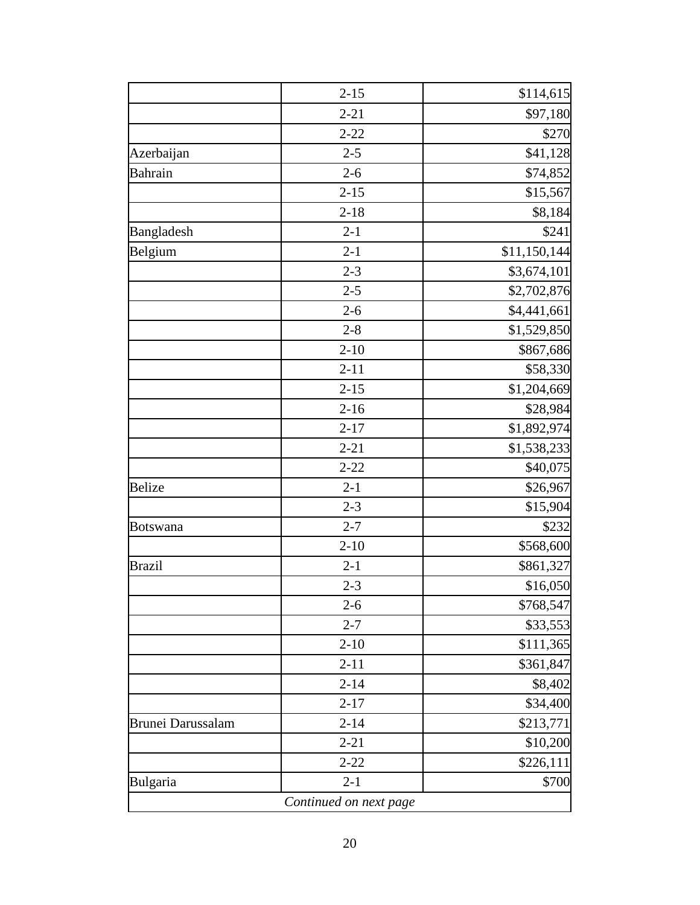| | | |
|---|---|---|
| | 2-15 | $114,615 |
| | 2-21 | $97,180 |
| | 2-22 | $270 |
| Azerbaijan | 2-5 | $41,128 |
| Bahrain | 2-6 | $74,852 |
| | 2-15 | $15,567 |
| | 2-18 | $8,184 |
| Bangladesh | 2-1 | $241 |
| Belgium | 2-1 | $11,150,144 |
| | 2-3 | $3,674,101 |
| | 2-5 | $2,702,876 |
| | 2-6 | $4,441,661 |
| | 2-8 | $1,529,850 |
| | 2-10 | $867,686 |
| | 2-11 | $58,330 |
| | 2-15 | $1,204,669 |
| | 2-16 | $28,984 |
| | 2-17 | $1,892,974 |
| | 2-21 | $1,538,233 |
| | 2-22 | $40,075 |
| Belize | 2-1 | $26,967 |
| | 2-3 | $15,904 |
| Botswana | 2-7 | $232 |
| | 2-10 | $568,600 |
| Brazil | 2-1 | $861,327 |
| | 2-3 | $16,050 |
| | 2-6 | $768,547 |
| | 2-7 | $33,553 |
| | 2-10 | $111,365 |
| | 2-11 | $361,847 |
| | 2-14 | $8,402 |
| | 2-17 | $34,400 |
| Brunei Darussalam | 2-14 | $213,771 |
| | 2-21 | $10,200 |
| | 2-22 | $226,111 |
| Bulgaria | 2-1 | $700 |
| *Continued on next page* | | |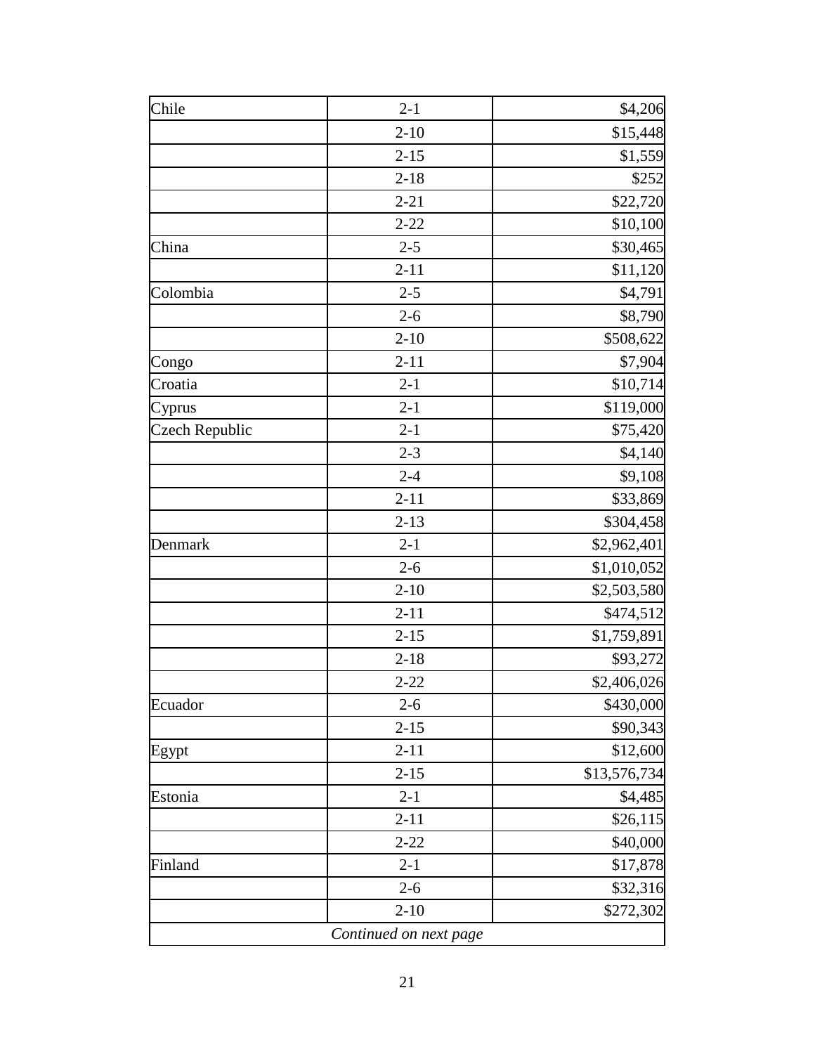| | | |
|---|---|---|
| Chile | 2-1 | $4,206 |
| | 2-10 | $15,448 |
| | 2-15 | $1,559 |
| | 2-18 | $252 |
| | 2-21 | $22,720 |
| | 2-22 | $10,100 |
| China | 2-5 | $30,465 |
| | 2-11 | $11,120 |
| Colombia | 2-5 | $4,791 |
| | 2-6 | $8,790 |
| | 2-10 | $508,622 |
| Congo | 2-11 | $7,904 |
| Croatia | 2-1 | $10,714 |
| Cyprus | 2-1 | $119,000 |
| Czech Republic | 2-1 | $75,420 |
| | 2-3 | $4,140 |
| | 2-4 | $9,108 |
| | 2-11 | $33,869 |
| | 2-13 | $304,458 |
| Denmark | 2-1 | $2,962,401 |
| | 2-6 | $1,010,052 |
| | 2-10 | $2,503,580 |
| | 2-11 | $474,512 |
| | 2-15 | $1,759,891 |
| | 2-18 | $93,272 |
| | 2-22 | $2,406,026 |
| Ecuador | 2-6 | $430,000 |
| | 2-15 | $90,343 |
| Egypt | 2-11 | $12,600 |
| | 2-15 | $13,576,734 |
| Estonia | 2-1 | $4,485 |
| | 2-11 | $26,115 |
| | 2-22 | $40,000 |
| Finland | 2-1 | $17,878 |
| | 2-6 | $32,316 |
| | 2-10 | $272,302 |
| *Continued on next page* | | |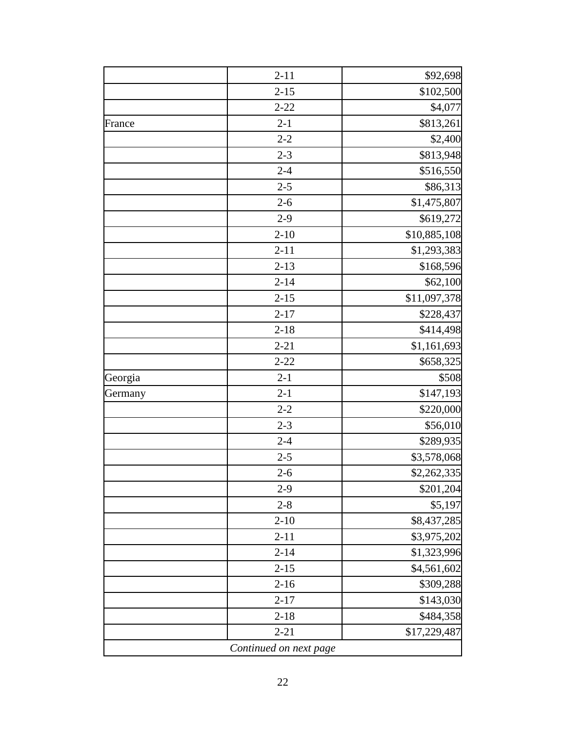| | | |
|---|---|---|
| | 2-11 | $92,698 |
| | 2-15 | $102,500 |
| | 2-22 | $4,077 |
| France | 2-1 | $813,261 |
| | 2-2 | $2,400 |
| | 2-3 | $813,948 |
| | 2-4 | $516,550 |
| | 2-5 | $86,313 |
| | 2-6 | $1,475,807 |
| | 2-9 | $619,272 |
| | 2-10 | $10,885,108 |
| | 2-11 | $1,293,383 |
| | 2-13 | $168,596 |
| | 2-14 | $62,100 |
| | 2-15 | $11,097,378 |
| | 2-17 | $228,437 |
| | 2-18 | $414,498 |
| | 2-21 | $1,161,693 |
| | 2-22 | $658,325 |
| Georgia | 2-1 | $508 |
| Germany | 2-1 | $147,193 |
| | 2-2 | $220,000 |
| | 2-3 | $56,010 |
| | 2-4 | $289,935 |
| | 2-5 | $3,578,068 |
| | 2-6 | $2,262,335 |
| | 2-9 | $201,204 |
| | 2-8 | $5,197 |
| | 2-10 | $8,437,285 |
| | 2-11 | $3,975,202 |
| | 2-14 | $1,323,996 |
| | 2-15 | $4,561,602 |
| | 2-16 | $309,288 |
| | 2-17 | $143,030 |
| | 2-18 | $484,358 |
| | 2-21 | $17,229,487 |

*Continued on next page*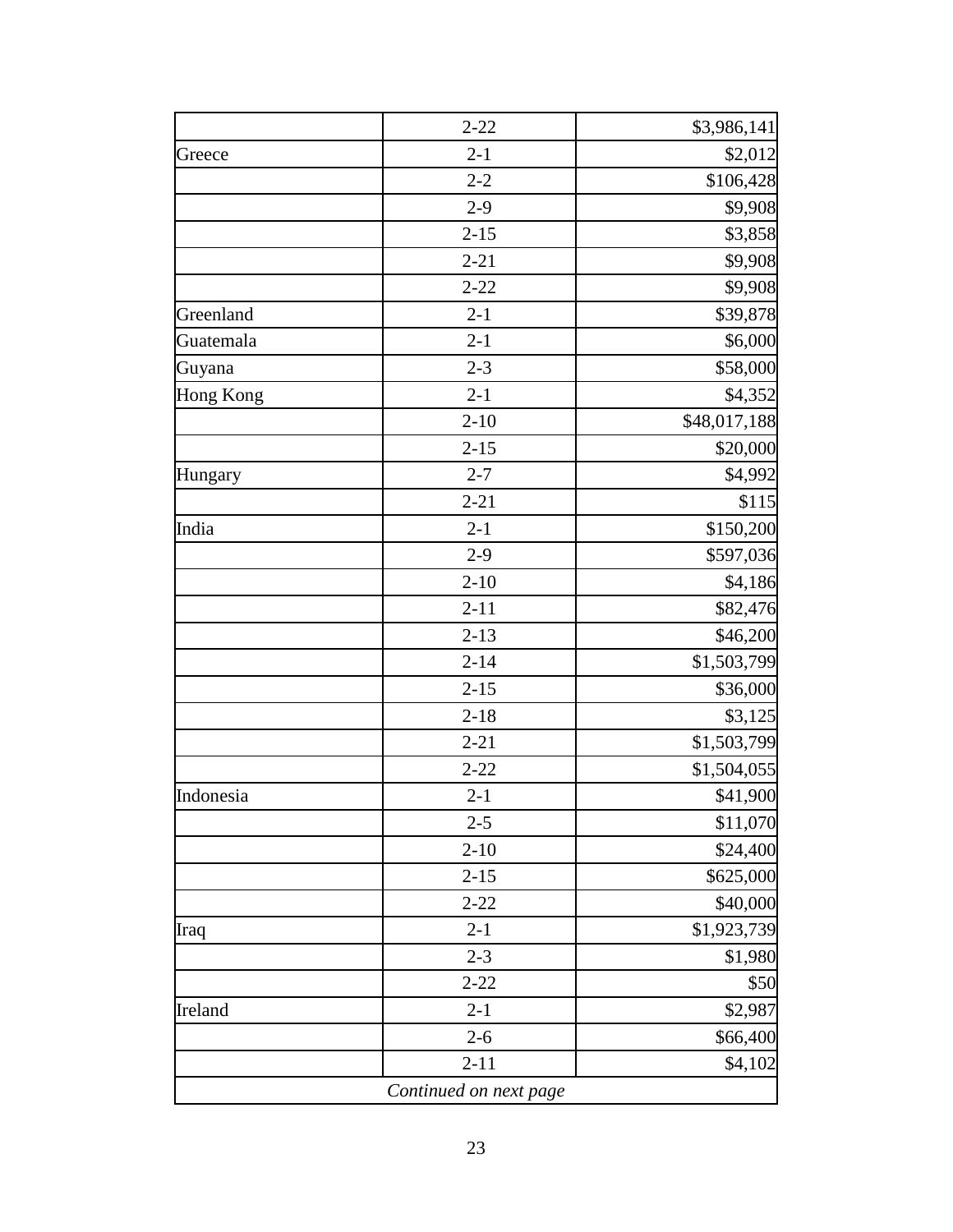| | | |
|---|---|---|
| | 2-22 | $3,986,141 |
| Greece | 2-1 | $2,012 |
| | 2-2 | $106,428 |
| | 2-9 | $9,908 |
| | 2-15 | $3,858 |
| | 2-21 | $9,908 |
| | 2-22 | $9,908 |
| Greenland | 2-1 | $39,878 |
| Guatemala | 2-1 | $6,000 |
| Guyana | 2-3 | $58,000 |
| Hong Kong | 2-1 | $4,352 |
| | 2-10 | $48,017,188 |
| | 2-15 | $20,000 |
| Hungary | 2-7 | $4,992 |
| | 2-21 | $115 |
| India | 2-1 | $150,200 |
| | 2-9 | $597,036 |
| | 2-10 | $4,186 |
| | 2-11 | $82,476 |
| | 2-13 | $46,200 |
| | 2-14 | $1,503,799 |
| | 2-15 | $36,000 |
| | 2-18 | $3,125 |
| | 2-21 | $1,503,799 |
| | 2-22 | $1,504,055 |
| Indonesia | 2-1 | $41,900 |
| | 2-5 | $11,070 |
| | 2-10 | $24,400 |
| | 2-15 | $625,000 |
| | 2-22 | $40,000 |
| Iraq | 2-1 | $1,923,739 |
| | 2-3 | $1,980 |
| | 2-22 | $50 |
| Ireland | 2-1 | $2,987 |
| | 2-6 | $66,400 |
| | 2-11 | $4,102 |
| *Continued on next page* | | |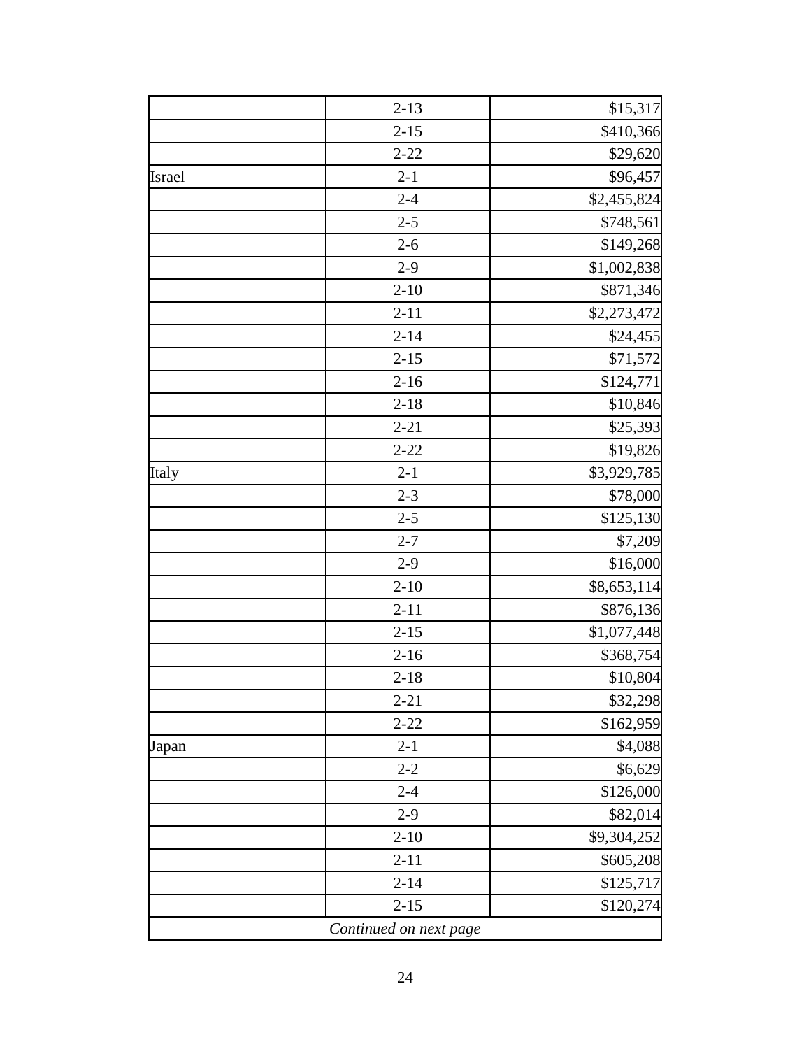| | | |
|---|---|---|
| | 2-13 | $15,317 |
| | 2-15 | $410,366 |
| | 2-22 | $29,620 |
| Israel | 2-1 | $96,457 |
| | 2-4 | $2,455,824 |
| | 2-5 | $748,561 |
| | 2-6 | $149,268 |
| | 2-9 | $1,002,838 |
| | 2-10 | $871,346 |
| | 2-11 | $2,273,472 |
| | 2-14 | $24,455 |
| | 2-15 | $71,572 |
| | 2-16 | $124,771 |
| | 2-18 | $10,846 |
| | 2-21 | $25,393 |
| | 2-22 | $19,826 |
| Italy | 2-1 | $3,929,785 |
| | 2-3 | $78,000 |
| | 2-5 | $125,130 |
| | 2-7 | $7,209 |
| | 2-9 | $16,000 |
| | 2-10 | $8,653,114 |
| | 2-11 | $876,136 |
| | 2-15 | $1,077,448 |
| | 2-16 | $368,754 |
| | 2-18 | $10,804 |
| | 2-21 | $32,298 |
| | 2-22 | $162,959 |
| Japan | 2-1 | $4,088 |
| | 2-2 | $6,629 |
| | 2-4 | $126,000 |
| | 2-9 | $82,014 |
| | 2-10 | $9,304,252 |
| | 2-11 | $605,208 |
| | 2-14 | $125,717 |
| | 2-15 | $120,274 |

*Continued on next page*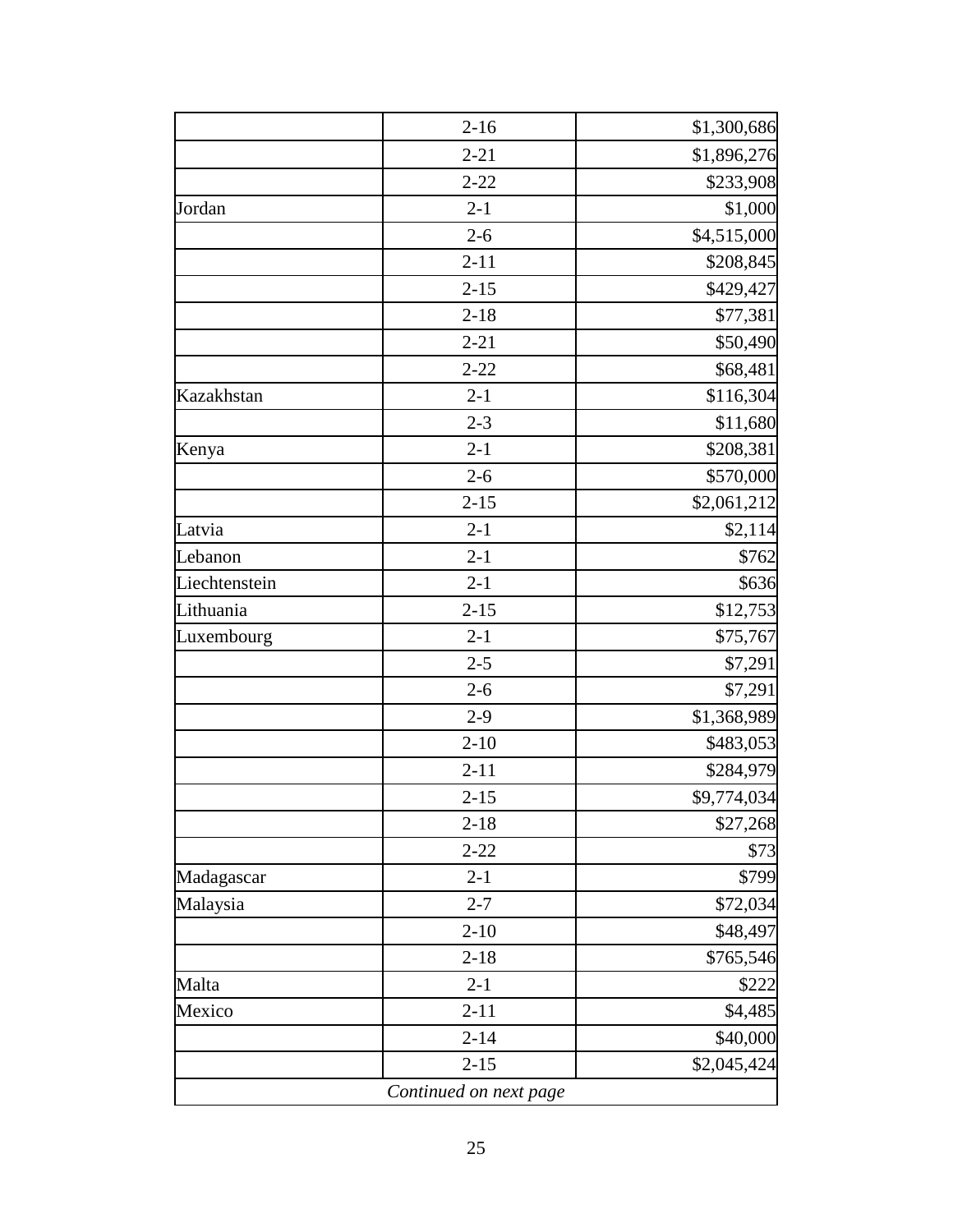| | | |
|---|---|---|
| | 2-16 | $1,300,686 |
| | 2-21 | $1,896,276 |
| | 2-22 | $233,908 |
| Jordan | 2-1 | $1,000 |
| | 2-6 | $4,515,000 |
| | 2-11 | $208,845 |
| | 2-15 | $429,427 |
| | 2-18 | $77,381 |
| | 2-21 | $50,490 |
| | 2-22 | $68,481 |
| Kazakhstan | 2-1 | $116,304 |
| | 2-3 | $11,680 |
| Kenya | 2-1 | $208,381 |
| | 2-6 | $570,000 |
| | 2-15 | $2,061,212 |
| Latvia | 2-1 | $2,114 |
| Lebanon | 2-1 | $762 |
| Liechtenstein | 2-1 | $636 |
| Lithuania | 2-15 | $12,753 |
| Luxembourg | 2-1 | $75,767 |
| | 2-5 | $7,291 |
| | 2-6 | $7,291 |
| | 2-9 | $1,368,989 |
| | 2-10 | $483,053 |
| | 2-11 | $284,979 |
| | 2-15 | $9,774,034 |
| | 2-18 | $27,268 |
| | 2-22 | $73 |
| Madagascar | 2-1 | $799 |
| Malaysia | 2-7 | $72,034 |
| | 2-10 | $48,497 |
| | 2-18 | $765,546 |
| Malta | 2-1 | $222 |
| Mexico | 2-11 | $4,485 |
| | 2-14 | $40,000 |
| | 2-15 | $2,045,424 |
| *Continued on next page* | | |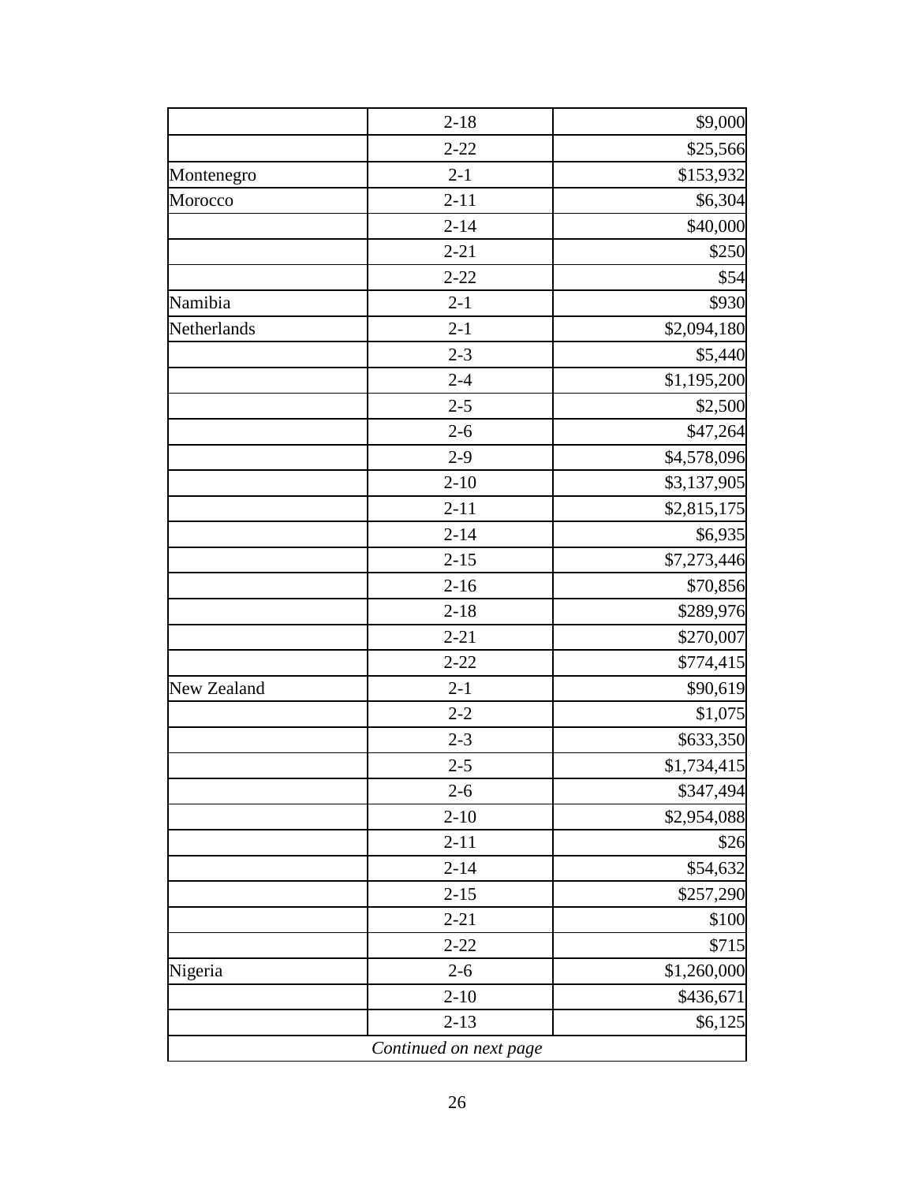| | | |
|---|---|---|
| | 2-18 | $9,000 |
| | 2-22 | $25,566 |
| Montenegro | 2-1 | $153,932 |
| Morocco | 2-11 | $6,304 |
| | 2-14 | $40,000 |
| | 2-21 | $250 |
| | 2-22 | $54 |
| Namibia | 2-1 | $930 |
| Netherlands | 2-1 | $2,094,180 |
| | 2-3 | $5,440 |
| | 2-4 | $1,195,200 |
| | 2-5 | $2,500 |
| | 2-6 | $47,264 |
| | 2-9 | $4,578,096 |
| | 2-10 | $3,137,905 |
| | 2-11 | $2,815,175 |
| | 2-14 | $6,935 |
| | 2-15 | $7,273,446 |
| | 2-16 | $70,856 |
| | 2-18 | $289,976 |
| | 2-21 | $270,007 |
| | 2-22 | $774,415 |
| New Zealand | 2-1 | $90,619 |
| | 2-2 | $1,075 |
| | 2-3 | $633,350 |
| | 2-5 | $1,734,415 |
| | 2-6 | $347,494 |
| | 2-10 | $2,954,088 |
| | 2-11 | $26 |
| | 2-14 | $54,632 |
| | 2-15 | $257,290 |
| | 2-21 | $100 |
| | 2-22 | $715 |
| Nigeria | 2-6 | $1,260,000 |
| | 2-10 | $436,671 |
| | 2-13 | $6,125 |
| *Continued on next page* | | |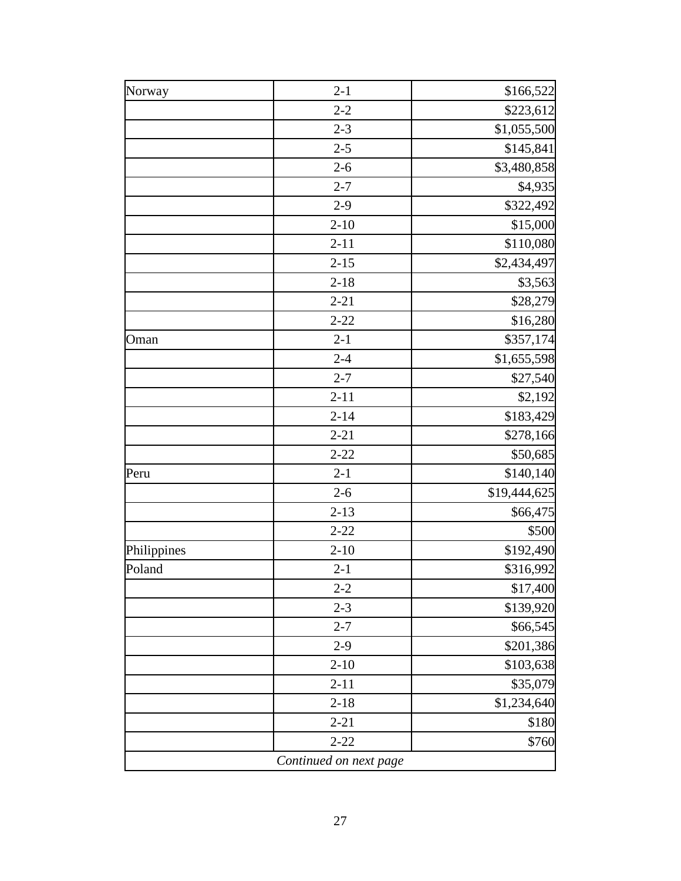| Norway | 2-1 | $166,522 |
|---|---|---|
| | 2-2 | $223,612 |
| | 2-3 | $1,055,500 |
| | 2-5 | $145,841 |
| | 2-6 | $3,480,858 |
| | 2-7 | $4,935 |
| | 2-9 | $322,492 |
| | 2-10 | $15,000 |
| | 2-11 | $110,080 |
| | 2-15 | $2,434,497 |
| | 2-18 | $3,563 |
| | 2-21 | $28,279 |
| | 2-22 | $16,280 |
| Oman | 2-1 | $357,174 |
| | 2-4 | $1,655,598 |
| | 2-7 | $27,540 |
| | 2-11 | $2,192 |
| | 2-14 | $183,429 |
| | 2-21 | $278,166 |
| | 2-22 | $50,685 |
| Peru | 2-1 | $140,140 |
| | 2-6 | $19,444,625 |
| | 2-13 | $66,475 |
| | 2-22 | $500 |
| Philippines | 2-10 | $192,490 |
| Poland | 2-1 | $316,992 |
| | 2-2 | $17,400 |
| | 2-3 | $139,920 |
| | 2-7 | $66,545 |
| | 2-9 | $201,386 |
| | 2-10 | $103,638 |
| | 2-11 | $35,079 |
| | 2-18 | $1,234,640 |
| | 2-21 | $180 |
| | 2-22 | $760 |
| *Continued on next page* | | |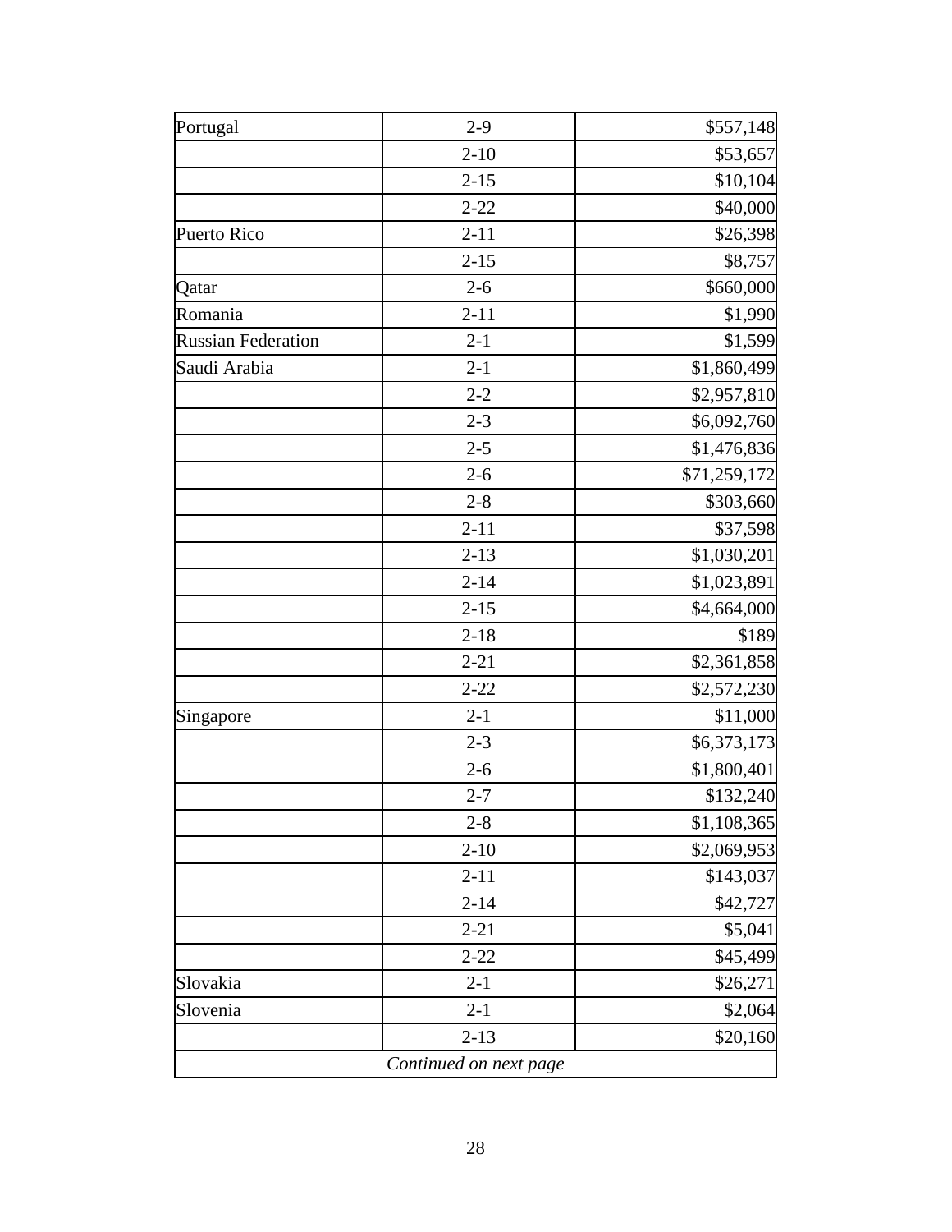| | | |
|---|---|---|
| Portugal | 2-9 | $557,148 |
| | 2-10 | $53,657 |
| | 2-15 | $10,104 |
| | 2-22 | $40,000 |
| Puerto Rico | 2-11 | $26,398 |
| | 2-15 | $8,757 |
| Qatar | 2-6 | $660,000 |
| Romania | 2-11 | $1,990 |
| Russian Federation | 2-1 | $1,599 |
| Saudi Arabia | 2-1 | $1,860,499 |
| | 2-2 | $2,957,810 |
| | 2-3 | $6,092,760 |
| | 2-5 | $1,476,836 |
| | 2-6 | $71,259,172 |
| | 2-8 | $303,660 |
| | 2-11 | $37,598 |
| | 2-13 | $1,030,201 |
| | 2-14 | $1,023,891 |
| | 2-15 | $4,664,000 |
| | 2-18 | $189 |
| | 2-21 | $2,361,858 |
| | 2-22 | $2,572,230 |
| Singapore | 2-1 | $11,000 |
| | 2-3 | $6,373,173 |
| | 2-6 | $1,800,401 |
| | 2-7 | $132,240 |
| | 2-8 | $1,108,365 |
| | 2-10 | $2,069,953 |
| | 2-11 | $143,037 |
| | 2-14 | $42,727 |
| | 2-21 | $5,041 |
| | 2-22 | $45,499 |
| Slovakia | 2-1 | $26,271 |
| Slovenia | 2-1 | $2,064 |
| | 2-13 | $20,160 |
| *Continued on next page* | | |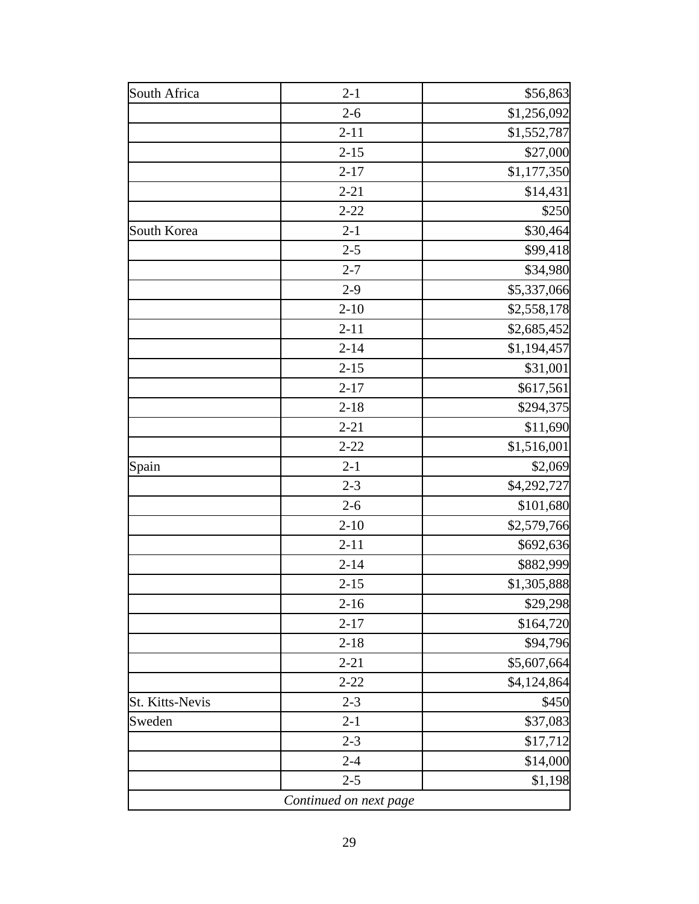| | | |
|---|---|---|
| South Africa | 2-1 | $56,863 |
| | 2-6 | $1,256,092 |
| | 2-11 | $1,552,787 |
| | 2-15 | $27,000 |
| | 2-17 | $1,177,350 |
| | 2-21 | $14,431 |
| | 2-22 | $250 |
| South Korea | 2-1 | $30,464 |
| | 2-5 | $99,418 |
| | 2-7 | $34,980 |
| | 2-9 | $5,337,066 |
| | 2-10 | $2,558,178 |
| | 2-11 | $2,685,452 |
| | 2-14 | $1,194,457 |
| | 2-15 | $31,001 |
| | 2-17 | $617,561 |
| | 2-18 | $294,375 |
| | 2-21 | $11,690 |
| | 2-22 | $1,516,001 |
| Spain | 2-1 | $2,069 |
| | 2-3 | $4,292,727 |
| | 2-6 | $101,680 |
| | 2-10 | $2,579,766 |
| | 2-11 | $692,636 |
| | 2-14 | $882,999 |
| | 2-15 | $1,305,888 |
| | 2-16 | $29,298 |
| | 2-17 | $164,720 |
| | 2-18 | $94,796 |
| | 2-21 | $5,607,664 |
| | 2-22 | $4,124,864 |
| St. Kitts-Nevis | 2-3 | $450 |
| Sweden | 2-1 | $37,083 |
| | 2-3 | $17,712 |
| | 2-4 | $14,000 |
| | 2-5 | $1,198 |
| *Continued on next page* | | |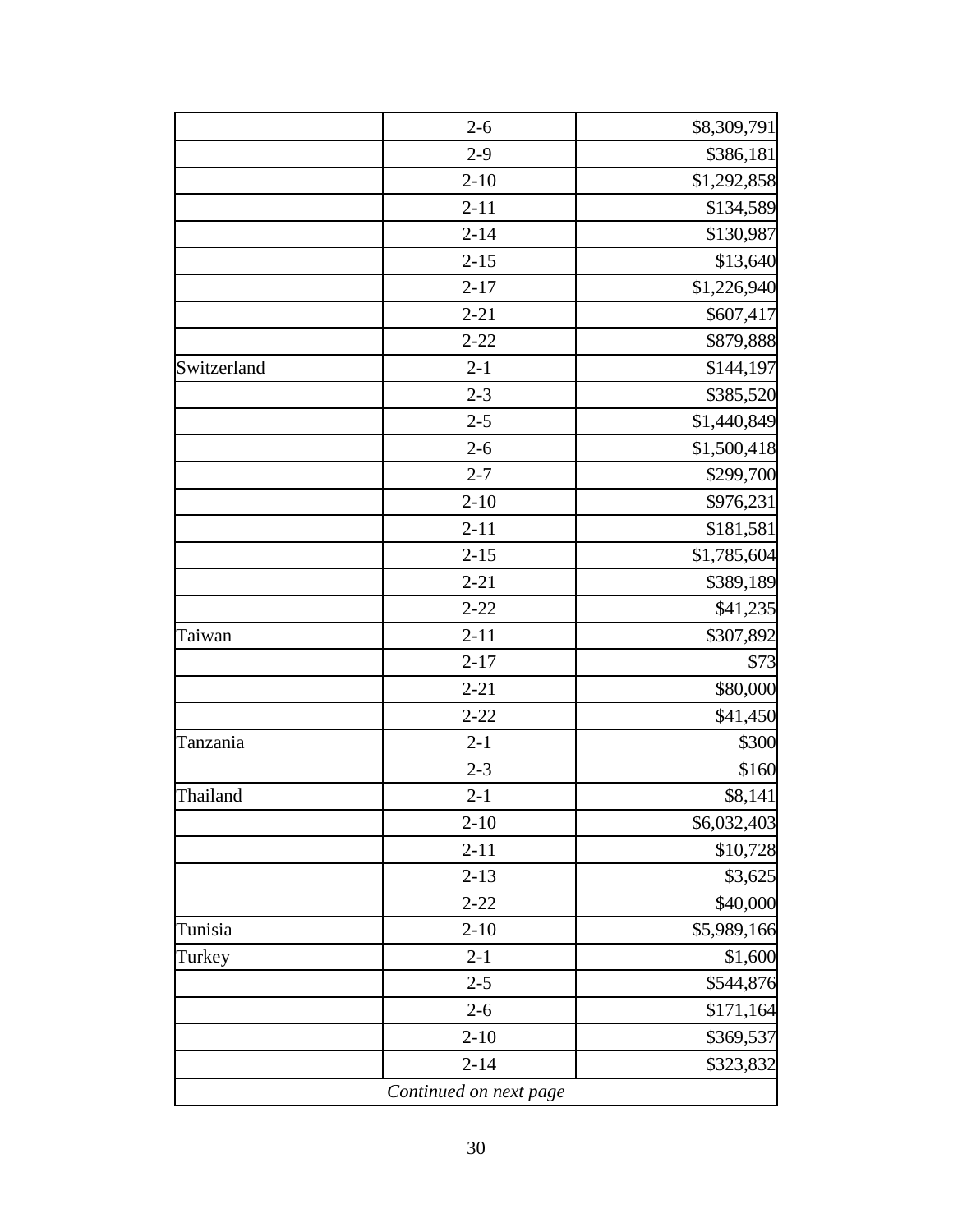| | | |
|---|---|---|
| | 2-6 | $8,309,791 |
| | 2-9 | $386,181 |
| | 2-10 | $1,292,858 |
| | 2-11 | $134,589 |
| | 2-14 | $130,987 |
| | 2-15 | $13,640 |
| | 2-17 | $1,226,940 |
| | 2-21 | $607,417 |
| | 2-22 | $879,888 |
| Switzerland | 2-1 | $144,197 |
| | 2-3 | $385,520 |
| | 2-5 | $1,440,849 |
| | 2-6 | $1,500,418 |
| | 2-7 | $299,700 |
| | 2-10 | $976,231 |
| | 2-11 | $181,581 |
| | 2-15 | $1,785,604 |
| | 2-21 | $389,189 |
| | 2-22 | $41,235 |
| Taiwan | 2-11 | $307,892 |
| | 2-17 | $73 |
| | 2-21 | $80,000 |
| | 2-22 | $41,450 |
| Tanzania | 2-1 | $300 |
| | 2-3 | $160 |
| Thailand | 2-1 | $8,141 |
| | 2-10 | $6,032,403 |
| | 2-11 | $10,728 |
| | 2-13 | $3,625 |
| | 2-22 | $40,000 |
| Tunisia | 2-10 | $5,989,166 |
| Turkey | 2-1 | $1,600 |
| | 2-5 | $544,876 |
| | 2-6 | $171,164 |
| | 2-10 | $369,537 |
| | 2-14 | $323,832 |
| *Continued on next page* | | |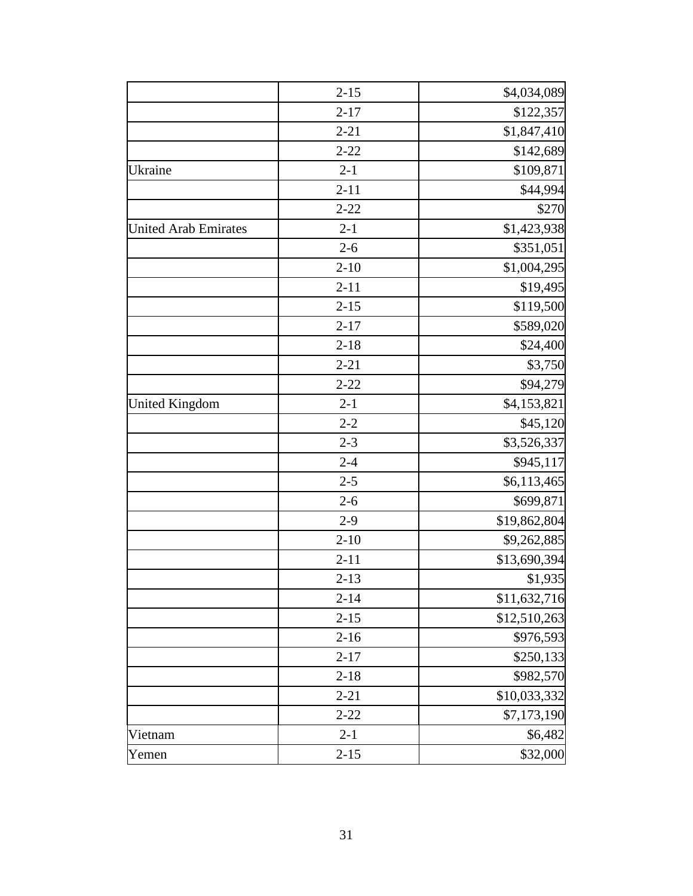| | | |
|---|---|---|
| | 2-15 | $4,034,089 |
| | 2-17 | $122,357 |
| | 2-21 | $1,847,410 |
| | 2-22 | $142,689 |
| Ukraine | 2-1 | $109,871 |
| | 2-11 | $44,994 |
| | 2-22 | $270 |
| United Arab Emirates | 2-1 | $1,423,938 |
| | 2-6 | $351,051 |
| | 2-10 | $1,004,295 |
| | 2-11 | $19,495 |
| | 2-15 | $119,500 |
| | 2-17 | $589,020 |
| | 2-18 | $24,400 |
| | 2-21 | $3,750 |
| | 2-22 | $94,279 |
| United Kingdom | 2-1 | $4,153,821 |
| | 2-2 | $45,120 |
| | 2-3 | $3,526,337 |
| | 2-4 | $945,117 |
| | 2-5 | $6,113,465 |
| | 2-6 | $699,871 |
| | 2-9 | $19,862,804 |
| | 2-10 | $9,262,885 |
| | 2-11 | $13,690,394 |
| | 2-13 | $1,935 |
| | 2-14 | $11,632,716 |
| | 2-15 | $12,510,263 |
| | 2-16 | $976,593 |
| | 2-17 | $250,133 |
| | 2-18 | $982,570 |
| | 2-21 | $10,033,332 |
| | 2-22 | $7,173,190 |
| Vietnam | 2-1 | $6,482 |
| Yemen | 2-15 | $32,000 |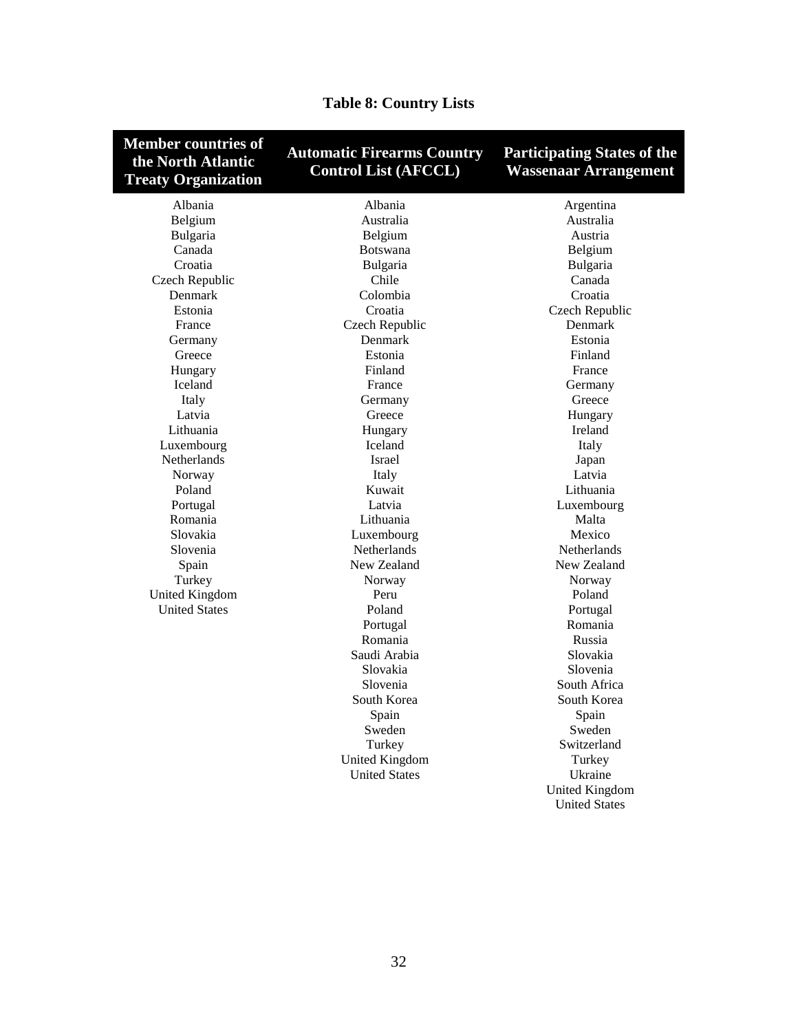**Table 8: Country Lists**

| Member countries of the North Atlantic Treaty Organization | Automatic Firearms Country Control List (AFCCL) | Participating States of the Wassenaar Arrangement |
|---|---|---|
| Albania | Albania | Argentina |
| Belgium | Australia | Australia |
| Bulgaria | Belgium | Austria |
| Canada | Botswana | Belgium |
| Croatia | Bulgaria | Bulgaria |
| Czech Republic | Chile | Canada |
| Denmark | Colombia | Croatia |
| Estonia | Croatia | Czech Republic |
| France | Czech Republic | Denmark |
| Germany | Denmark | Estonia |
| Greece | Estonia | Finland |
| Hungary | Finland | France |
| Iceland | France | Germany |
| Italy | Germany | Greece |
| Latvia | Greece | Hungary |
| Lithuania | Hungary | Ireland |
| Luxembourg | Iceland | Italy |
| Netherlands | Israel | Japan |
| Norway | Italy | Latvia |
| Poland | Kuwait | Lithuania |
| Portugal | Latvia | Luxembourg |
| Romania | Lithuania | Malta |
| Slovakia | Luxembourg | Mexico |
| Slovenia | Netherlands | Netherlands |
| Spain | New Zealand | New Zealand |
| Turkey | Norway | Norway |
| United Kingdom | Peru | Poland |
| United States | Poland | Portugal |
| | Portugal | Romania |
| | Romania | Russia |
| | Saudi Arabia | Slovakia |
| | Slovakia | Slovenia |
| | Slovenia | South Africa |
| | South Korea | South Korea |
| | Spain | Spain |
| | Sweden | Sweden |
| | Turkey | Switzerland |
| | United Kingdom | Turkey |
| | United States | Ukraine |
| | | United Kingdom |
| | | United States |